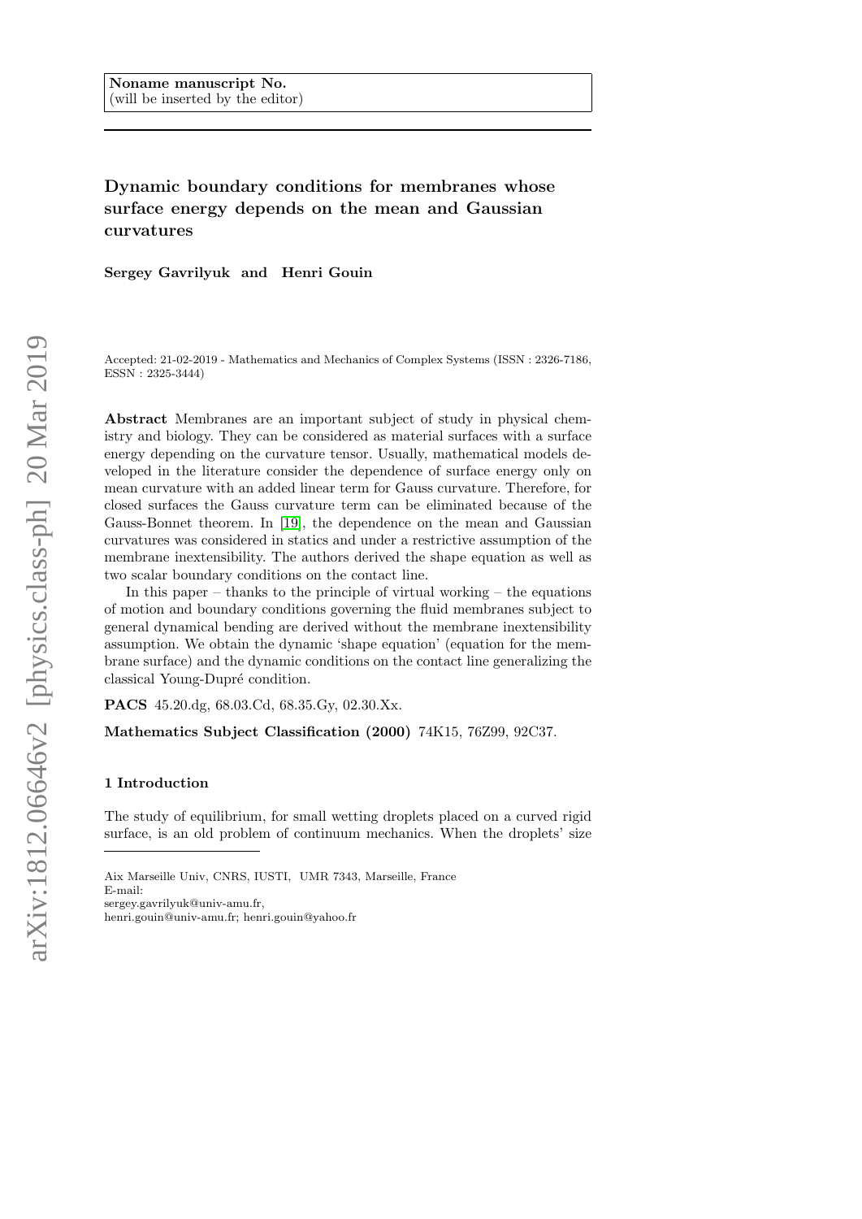Noname manuscript No.
(will be inserted by the editor)

# Dynamic boundary conditions for membranes whose surface energy depends on the mean and Gaussian curvatures

**Sergey Gavrilyuk and Henri Gouin**

Accepted: 21-02-2019 - Mathematics and Mechanics of Complex Systems (ISSN : 2326-7186, ESSN : 2325-3444)

**Abstract** Membranes are an important subject of study in physical chemistry and biology. They can be considered as material surfaces with a surface energy depending on the curvature tensor. Usually, mathematical models developed in the literature consider the dependence of surface energy only on mean curvature with an added linear term for Gauss curvature. Therefore, for closed surfaces the Gauss curvature term can be eliminated because of the Gauss-Bonnet theorem. In [19], the dependence on the mean and Gaussian curvatures was considered in statics and under a restrictive assumption of the membrane inextensibility. The authors derived the shape equation as well as two scalar boundary conditions on the contact line.

In this paper – thanks to the principle of virtual working – the equations of motion and boundary conditions governing the fluid membranes subject to general dynamical bending are derived without the membrane inextensibility assumption. We obtain the dynamic 'shape equation' (equation for the membrane surface) and the dynamic conditions on the contact line generalizing the classical Young-Dupré condition.

**PACS** 45.20.dg, 68.03.Cd, 68.35.Gy, 02.30.Xx.

**Mathematics Subject Classification (2000)** 74K15, 76Z99, 92C37.

## 1 Introduction

The study of equilibrium, for small wetting droplets placed on a curved rigid surface, is an old problem of continuum mechanics. When the droplets' size

---

Aix Marseille Univ, CNRS, IUSTI, UMR 7343, Marseille, France
E-mail:
sergey.gavrilyuk@univ-amu.fr,
henri.gouin@univ-amu.fr; henri.gouin@yahoo.fr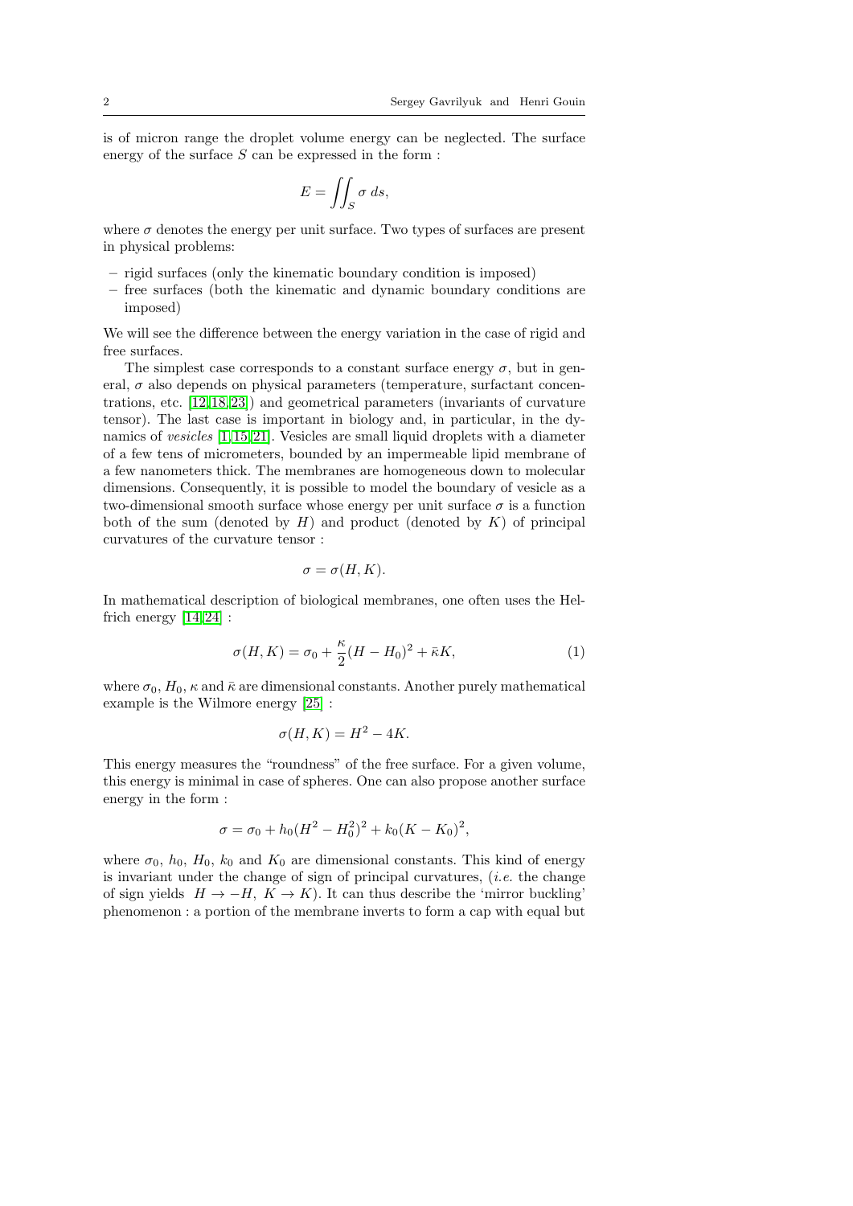is of micron range the droplet volume energy can be neglected. The surface energy of the surface $S$ can be expressed in the form :

$$E = \iint_S \sigma \, ds,$$

where $\sigma$ denotes the energy per unit surface. Two types of surfaces are present in physical problems:

- rigid surfaces (only the kinematic boundary condition is imposed)
- free surfaces (both the kinematic and dynamic boundary conditions are imposed)

We will see the difference between the energy variation in the case of rigid and free surfaces.

The simplest case corresponds to a constant surface energy $\sigma$, but in general, $\sigma$ also depends on physical parameters (temperature, surfactant concentrations, etc. [12,18,23]) and geometrical parameters (invariants of curvature tensor). The last case is important in biology and, in particular, in the dynamics of *vesicles* [1,15,21]. Vesicles are small liquid droplets with a diameter of a few tens of micrometers, bounded by an impermeable lipid membrane of a few nanometers thick. The membranes are homogeneous down to molecular dimensions. Consequently, it is possible to model the boundary of vesicle as a two-dimensional smooth surface whose energy per unit surface $\sigma$ is a function both of the sum (denoted by $H$) and product (denoted by $K$) of principal curvatures of the curvature tensor :

$$\sigma = \sigma(H, K).$$

In mathematical description of biological membranes, one often uses the Helfrich energy [14,24] :

$$\sigma(H, K) = \sigma_0 + \frac{\kappa}{2}(H - H_0)^2 + \bar{\kappa} K, \tag{1}$$

where $\sigma_0$, $H_0$, $\kappa$ and $\bar{\kappa}$ are dimensional constants. Another purely mathematical example is the Wilmore energy [25] :

$$\sigma(H, K) = H^2 - 4K.$$

This energy measures the "roundness" of the free surface. For a given volume, this energy is minimal in case of spheres. One can also propose another surface energy in the form :

$$\sigma = \sigma_0 + h_0(H^2 - H_0^2)^2 + k_0(K - K_0)^2,$$

where $\sigma_0$, $h_0$, $H_0$, $k_0$ and $K_0$ are dimensional constants. This kind of energy is invariant under the change of sign of principal curvatures, (*i.e.* the change of sign yields $H \to -H, \ K \to K$). It can thus describe the 'mirror buckling' phenomenon : a portion of the membrane inverts to form a cap with equal but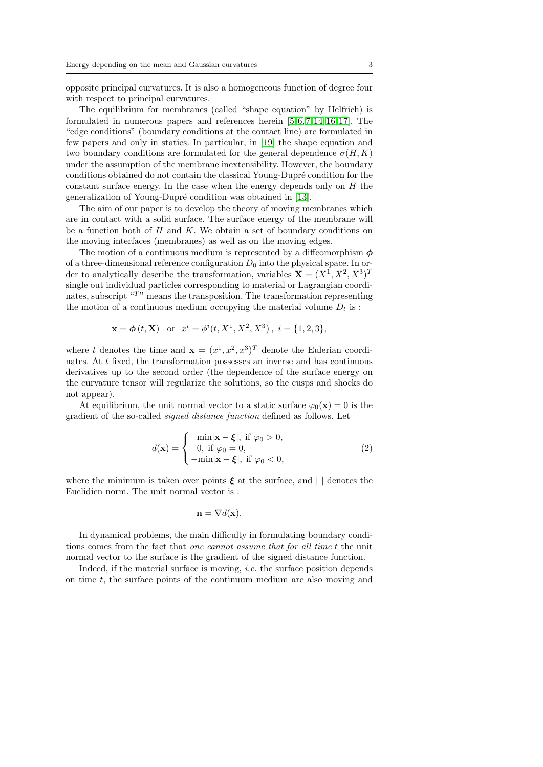opposite principal curvatures. It is also a homogeneous function of degree four with respect to principal curvatures.

The equilibrium for membranes (called "shape equation" by Helfrich) is formulated in numerous papers and references herein [5,6,7,14,16,17]. The "edge conditions" (boundary conditions at the contact line) are formulated in few papers and only in statics. In particular, in [19] the shape equation and two boundary conditions are formulated for the general dependence $\sigma(H,K)$ under the assumption of the membrane inextensibility. However, the boundary conditions obtained do not contain the classical Young-Dupré condition for the constant surface energy. In the case when the energy depends only on $H$ the generalization of Young-Dupré condition was obtained in [13].

The aim of our paper is to develop the theory of moving membranes which are in contact with a solid surface. The surface energy of the membrane will be a function both of $H$ and $K$. We obtain a set of boundary conditions on the moving interfaces (membranes) as well as on the moving edges.

The motion of a continuous medium is represented by a diffeomorphism $\boldsymbol{\phi}$ of a three-dimensional reference configuration $D_0$ into the physical space. In order to analytically describe the transformation, variables $\mathbf{X} = (X^1, X^2, X^3)^T$ single out individual particles corresponding to material or Lagrangian coordinates, subscript "$^T$" means the transposition. The transformation representing the motion of a continuous medium occupying the material volume $D_t$ is :

$$\mathbf{x} = \boldsymbol{\phi}\,(t, \mathbf{X}) \quad \text{or} \quad x^i = \phi^i(t, X^1, X^2, X^3)\,,\ i = \{1, 2, 3\},$$

where $t$ denotes the time and $\mathbf{x} = (x^1, x^2, x^3)^T$ denote the Eulerian coordinates. At $t$ fixed, the transformation possesses an inverse and has continuous derivatives up to the second order (the dependence of the surface energy on the curvature tensor will regularize the solutions, so the cusps and shocks do not appear).

At equilibrium, the unit normal vector to a static surface $\varphi_0(\mathbf{x}) = 0$ is the gradient of the so-called *signed distance function* defined as follows. Let

$$d(\mathbf{x}) = \begin{cases} \ \min|\mathbf{x} - \boldsymbol{\xi}|, \text{ if } \varphi_0 > 0, \\ \ 0, \text{ if } \varphi_0 = 0, \\ -\min|\mathbf{x} - \boldsymbol{\xi}|, \text{ if } \varphi_0 < 0, \end{cases} \tag{2}$$

where the minimum is taken over points $\boldsymbol{\xi}$ at the surface, and $|\ |$ denotes the Euclidien norm. The unit normal vector is :

$$\mathbf{n} = \nabla d(\mathbf{x}).$$

In dynamical problems, the main difficulty in formulating boundary conditions comes from the fact that *one cannot assume that for all time $t$* the unit normal vector to the surface is the gradient of the signed distance function.

Indeed, if the material surface is moving, *i.e.* the surface position depends on time $t$, the surface points of the continuum medium are also moving and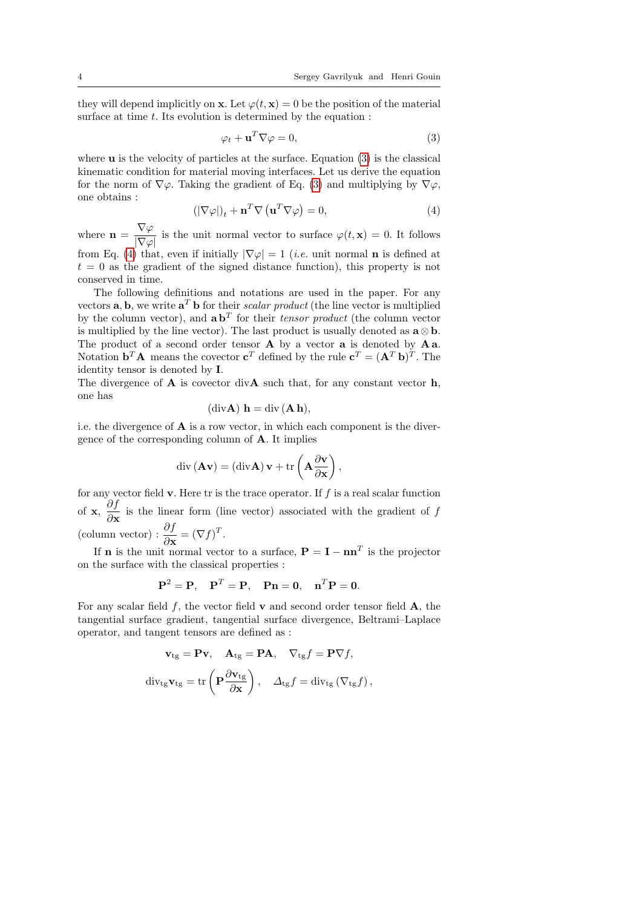they will depend implicitly on $\mathbf{x}$. Let $\varphi(t, \mathbf{x}) = 0$ be the position of the material surface at time $t$. Its evolution is determined by the equation :

$$\varphi_t + \mathbf{u}^T \nabla \varphi = 0, \tag{3}$$

where $\mathbf{u}$ is the velocity of particles at the surface. Equation (3) is the classical kinematic condition for material moving interfaces. Let us derive the equation for the norm of $\nabla \varphi$. Taking the gradient of Eq. (3) and multiplying by $\nabla \varphi$, one obtains :

$$\left(|\nabla \varphi|\right)_t + \mathbf{n}^T \nabla \left(\mathbf{u}^T \nabla \varphi\right) = 0, \tag{4}$$

where $\mathbf{n} = \dfrac{\nabla \varphi}{|\nabla \varphi|}$ is the unit normal vector to surface $\varphi(t, \mathbf{x}) = 0$. It follows from Eq. (4) that, even if initially $|\nabla \varphi| = 1$ (*i.e.* unit normal $\mathbf{n}$ is defined at $t = 0$ as the gradient of the signed distance function), this property is not conserved in time.

The following definitions and notations are used in the paper. For any vectors $\mathbf{a}, \mathbf{b}$, we write $\mathbf{a}^T \mathbf{b}$ for their *scalar product* (the line vector is multiplied by the column vector), and $\mathbf{a}\,\mathbf{b}^T$ for their *tensor product* (the column vector is multiplied by the line vector). The last product is usually denoted as $\mathbf{a} \otimes \mathbf{b}$. The product of a second order tensor $\mathbf{A}$ by a vector $\mathbf{a}$ is denoted by $\mathbf{A}\,\mathbf{a}$. Notation $\mathbf{b}^T \mathbf{A}$ means the covector $\mathbf{c}^T$ defined by the rule $\mathbf{c}^T = (\mathbf{A}^T\,\mathbf{b})^T$. The identity tensor is denoted by $\mathbf{I}$.
The divergence of $\mathbf{A}$ is covector $\mathrm{div}\mathbf{A}$ such that, for any constant vector $\mathbf{h}$, one has

$$(\mathrm{div}\mathbf{A})\ \mathbf{h} = \mathrm{div}\,(\mathbf{A}\,\mathbf{h}),$$

i.e. the divergence of $\mathbf{A}$ is a row vector, in which each component is the divergence of the corresponding column of $\mathbf{A}$. It implies

$$\mathrm{div}\,(\mathbf{A}\mathbf{v}) = (\mathrm{div}\mathbf{A})\,\mathbf{v} + \mathrm{tr}\left(\mathbf{A}\frac{\partial \mathbf{v}}{\partial \mathbf{x}}\right),$$

for any vector field $\mathbf{v}$. Here tr is the trace operator. If $f$ is a real scalar function of $\mathbf{x}$, $\dfrac{\partial f}{\partial \mathbf{x}}$ is the linear form (line vector) associated with the gradient of $f$ (column vector) : $\dfrac{\partial f}{\partial \mathbf{x}} = (\nabla f)^T$.

If $\mathbf{n}$ is the unit normal vector to a surface, $\mathbf{P} = \mathbf{I} - \mathbf{n}\mathbf{n}^T$ is the projector on the surface with the classical properties :

$$\mathbf{P}^2 = \mathbf{P}, \quad \mathbf{P}^T = \mathbf{P}, \quad \mathbf{P}\mathbf{n} = \mathbf{0}, \quad \mathbf{n}^T\mathbf{P} = \mathbf{0}.$$

For any scalar field $f$, the vector field $\mathbf{v}$ and second order tensor field $\mathbf{A}$, the tangential surface gradient, tangential surface divergence, Beltrami–Laplace operator, and tangent tensors are defined as :

$$\mathbf{v}_{\mathrm{tg}} = \mathbf{P}\mathbf{v}, \quad \mathbf{A}_{\mathrm{tg}} = \mathbf{P}\mathbf{A}, \quad \nabla_{\mathrm{tg}} f = \mathbf{P}\nabla f,$$

$$\mathrm{div}_{\mathrm{tg}}\mathbf{v}_{\mathrm{tg}} = \mathrm{tr}\left(\mathbf{P}\frac{\partial \mathbf{v}_{\mathrm{tg}}}{\partial \mathbf{x}}\right), \quad \Delta_{\mathrm{tg}} f = \mathrm{div}_{\mathrm{tg}}\left(\nabla_{\mathrm{tg}} f\right),$$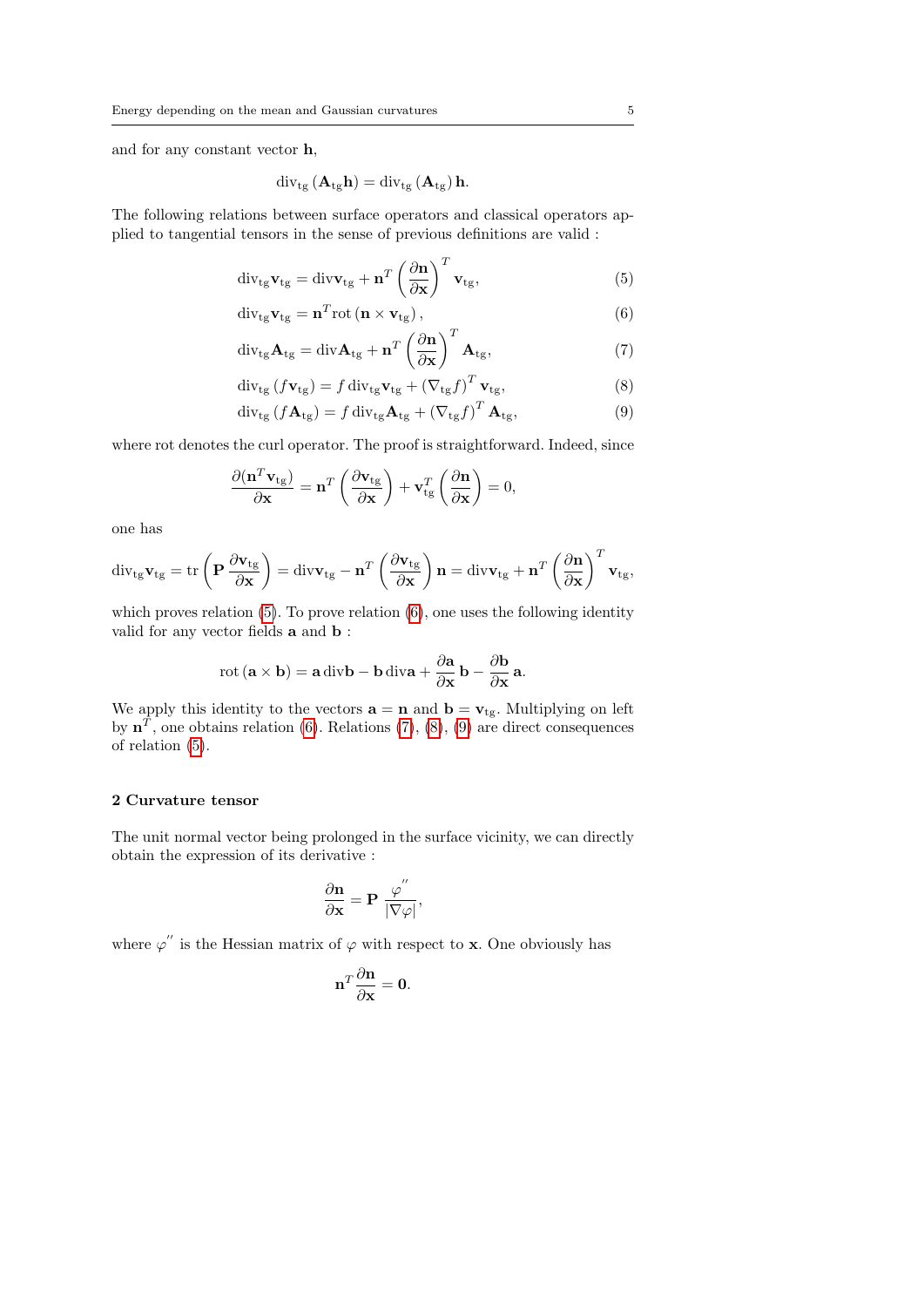and for any constant vector $\mathbf{h}$,

$$\mathrm{div}_{\mathrm{tg}}\left(\mathbf{A}_{\mathrm{tg}}\mathbf{h}\right) = \mathrm{div}_{\mathrm{tg}}\left(\mathbf{A}_{\mathrm{tg}}\right)\mathbf{h}.$$

The following relations between surface operators and classical operators applied to tangential tensors in the sense of previous definitions are valid :

$$\mathrm{div}_{\mathrm{tg}}\mathbf{v}_{\mathrm{tg}} = \mathrm{div}\mathbf{v}_{\mathrm{tg}} + \mathbf{n}^T\left(\frac{\partial \mathbf{n}}{\partial \mathbf{x}}\right)^T\mathbf{v}_{\mathrm{tg}}, \tag{5}$$

$$\mathrm{div}_{\mathrm{tg}}\mathbf{v}_{\mathrm{tg}} = \mathbf{n}^T\mathrm{rot}\left(\mathbf{n}\times\mathbf{v}_{\mathrm{tg}}\right), \tag{6}$$

$$\mathrm{div}_{\mathrm{tg}}\mathbf{A}_{\mathrm{tg}} = \mathrm{div}\mathbf{A}_{\mathrm{tg}} + \mathbf{n}^T\left(\frac{\partial \mathbf{n}}{\partial \mathbf{x}}\right)^T\mathbf{A}_{\mathrm{tg}}, \tag{7}$$

$$\mathrm{div}_{\mathrm{tg}}\left(f\mathbf{v}_{\mathrm{tg}}\right) = f\,\mathrm{div}_{\mathrm{tg}}\mathbf{v}_{\mathrm{tg}} + \left(\nabla_{\mathrm{tg}}f\right)^T\mathbf{v}_{\mathrm{tg}}, \tag{8}$$

$$\mathrm{div}_{\mathrm{tg}}\left(f\mathbf{A}_{\mathrm{tg}}\right) = f\,\mathrm{div}_{\mathrm{tg}}\mathbf{A}_{\mathrm{tg}} + \left(\nabla_{\mathrm{tg}}f\right)^T\mathbf{A}_{\mathrm{tg}}, \tag{9}$$

where rot denotes the curl operator. The proof is straightforward. Indeed, since

$$\frac{\partial(\mathbf{n}^T\mathbf{v}_{\mathrm{tg}})}{\partial \mathbf{x}} = \mathbf{n}^T\left(\frac{\partial \mathbf{v}_{\mathrm{tg}}}{\partial \mathbf{x}}\right) + \mathbf{v}_{\mathrm{tg}}^T\left(\frac{\partial \mathbf{n}}{\partial \mathbf{x}}\right) = 0,$$

one has

$$\mathrm{div}_{\mathrm{tg}}\mathbf{v}_{\mathrm{tg}} = \mathrm{tr}\left(\mathbf{P}\,\frac{\partial \mathbf{v}_{\mathrm{tg}}}{\partial \mathbf{x}}\right) = \mathrm{div}\mathbf{v}_{\mathrm{tg}} - \mathbf{n}^T\left(\frac{\partial \mathbf{v}_{\mathrm{tg}}}{\partial \mathbf{x}}\right)\mathbf{n} = \mathrm{div}\mathbf{v}_{\mathrm{tg}} + \mathbf{n}^T\left(\frac{\partial \mathbf{n}}{\partial \mathbf{x}}\right)^T\mathbf{v}_{\mathrm{tg}},$$

which proves relation (5). To prove relation (6), one uses the following identity valid for any vector fields $\mathbf{a}$ and $\mathbf{b}$ :

$$\mathrm{rot}\left(\mathbf{a}\times\mathbf{b}\right) = \mathbf{a}\,\mathrm{div}\mathbf{b} - \mathbf{b}\,\mathrm{div}\mathbf{a} + \frac{\partial \mathbf{a}}{\partial \mathbf{x}}\,\mathbf{b} - \frac{\partial \mathbf{b}}{\partial \mathbf{x}}\,\mathbf{a}.$$

We apply this identity to the vectors $\mathbf{a} = \mathbf{n}$ and $\mathbf{b} = \mathbf{v}_{\mathrm{tg}}$. Multiplying on left by $\mathbf{n}^T$, one obtains relation (6). Relations (7), (8), (9) are direct consequences of relation (5).

## 2 Curvature tensor

The unit normal vector being prolonged in the surface vicinity, we can directly obtain the expression of its derivative :

$$\frac{\partial \mathbf{n}}{\partial \mathbf{x}} = \mathbf{P}\;\frac{\varphi^{''}}{|\nabla\varphi|},$$

where $\varphi^{''}$ is the Hessian matrix of $\varphi$ with respect to $\mathbf{x}$. One obviously has

$$\mathbf{n}^T\frac{\partial \mathbf{n}}{\partial \mathbf{x}} = \mathbf{0}.$$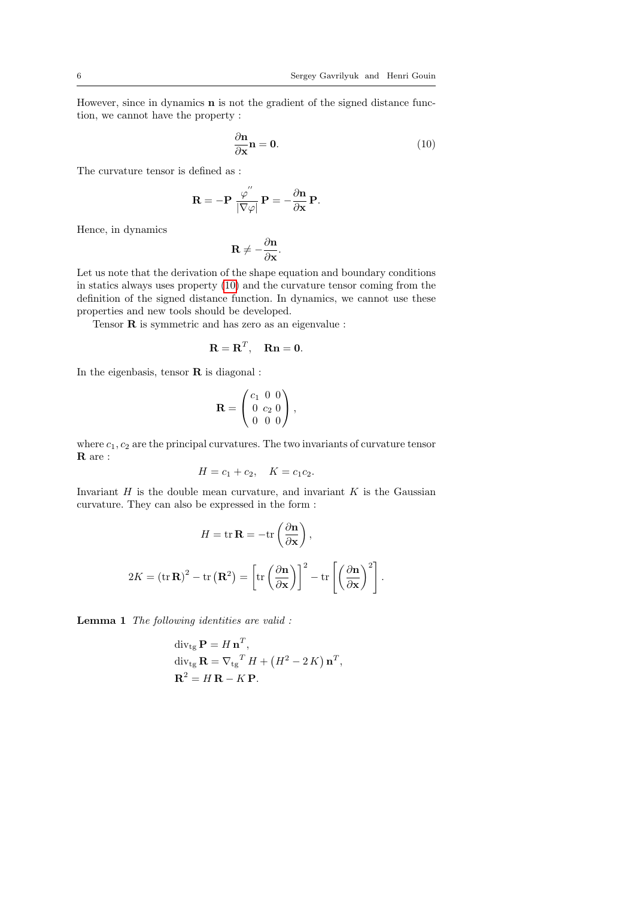However, since in dynamics $\mathbf{n}$ is not the gradient of the signed distance function, we cannot have the property :

$$\frac{\partial \mathbf{n}}{\partial \mathbf{x}}\mathbf{n} = \mathbf{0}. \tag{10}$$

The curvature tensor is defined as :

$$\mathbf{R} = -\mathbf{P}\,\frac{\varphi^{''}}{|\nabla\varphi|}\,\mathbf{P} = -\frac{\partial \mathbf{n}}{\partial \mathbf{x}}\,\mathbf{P}.$$

Hence, in dynamics

$$\mathbf{R} \neq -\frac{\partial \mathbf{n}}{\partial \mathbf{x}}.$$

Let us note that the derivation of the shape equation and boundary conditions in statics always uses property (10) and the curvature tensor coming from the definition of the signed distance function. In dynamics, we cannot use these properties and new tools should be developed.

Tensor $\mathbf{R}$ is symmetric and has zero as an eigenvalue :

$$\mathbf{R} = \mathbf{R}^T, \quad \mathbf{R}\mathbf{n} = \mathbf{0}.$$

In the eigenbasis, tensor $\mathbf{R}$ is diagonal :

$$\mathbf{R} = \begin{pmatrix} c_1 & 0 & 0 \\ 0 & c_2 & 0 \\ 0 & 0 & 0 \end{pmatrix},$$

where $c_1, c_2$ are the principal curvatures. The two invariants of curvature tensor $\mathbf{R}$ are :

$$H = c_1 + c_2, \quad K = c_1 c_2.$$

Invariant $H$ is the double mean curvature, and invariant $K$ is the Gaussian curvature. They can also be expressed in the form :

$$H = \operatorname{tr}\mathbf{R} = -\operatorname{tr}\left(\frac{\partial \mathbf{n}}{\partial \mathbf{x}}\right),$$

$$2K = \left(\operatorname{tr}\mathbf{R}\right)^2 - \operatorname{tr}\left(\mathbf{R}^2\right) = \left[\operatorname{tr}\left(\frac{\partial \mathbf{n}}{\partial \mathbf{x}}\right)\right]^2 - \operatorname{tr}\left[\left(\frac{\partial \mathbf{n}}{\partial \mathbf{x}}\right)^2\right].$$

**Lemma 1** *The following identities are valid :*

$$\begin{aligned}
&\operatorname{div}_{\rm tg}\mathbf{P} = H\,\mathbf{n}^T, \\
&\operatorname{div}_{\rm tg}\mathbf{R} = {\nabla_{\rm tg}}^T H + \left(H^2 - 2\,K\right)\mathbf{n}^T, \\
&\mathbf{R}^2 = H\,\mathbf{R} - K\,\mathbf{P}.
\end{aligned}$$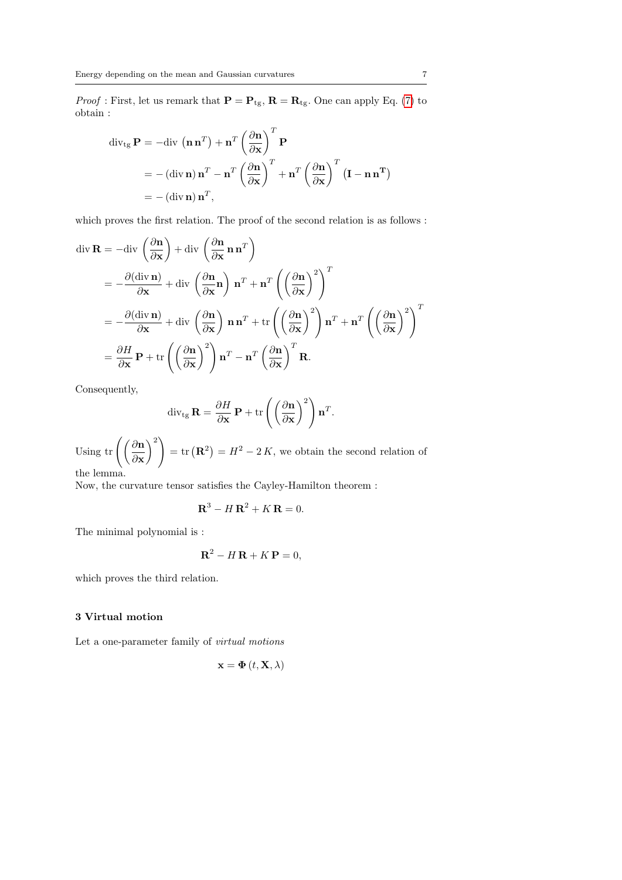*Proof* : First, let us remark that $\mathbf{P} = \mathbf{P}_{\rm tg}$, $\mathbf{R} = \mathbf{R}_{\rm tg}$. One can apply Eq. (7) to obtain :

$$
\begin{aligned}
\operatorname{div}_{\rm tg} \mathbf{P} &= -\operatorname{div}\left(\mathbf{n}\,\mathbf{n}^T\right) + \mathbf{n}^T \left(\frac{\partial \mathbf{n}}{\partial \mathbf{x}}\right)^T \mathbf{P} \\
&= -\left(\operatorname{div} \mathbf{n}\right) \mathbf{n}^T - \mathbf{n}^T \left(\frac{\partial \mathbf{n}}{\partial \mathbf{x}}\right)^T + \mathbf{n}^T \left(\frac{\partial \mathbf{n}}{\partial \mathbf{x}}\right)^T \left(\mathbf{I} - \mathbf{n}\,\mathbf{n}^{\mathbf{T}}\right) \\
&= -\left(\operatorname{div} \mathbf{n}\right) \mathbf{n}^T,
\end{aligned}
$$

which proves the first relation. The proof of the second relation is as follows :

$$
\begin{aligned}
\operatorname{div} \mathbf{R} &= -\operatorname{div}\left(\frac{\partial \mathbf{n}}{\partial \mathbf{x}}\right) + \operatorname{div}\left(\frac{\partial \mathbf{n}}{\partial \mathbf{x}}\,\mathbf{n}\,\mathbf{n}^T\right) \\
&= -\frac{\partial (\operatorname{div} \mathbf{n})}{\partial \mathbf{x}} + \operatorname{div}\left(\frac{\partial \mathbf{n}}{\partial \mathbf{x}}\mathbf{n}\right) \mathbf{n}^T + \mathbf{n}^T \left(\left(\frac{\partial \mathbf{n}}{\partial \mathbf{x}}\right)^2\right)^T \\
&= -\frac{\partial (\operatorname{div} \mathbf{n})}{\partial \mathbf{x}} + \operatorname{div}\left(\frac{\partial \mathbf{n}}{\partial \mathbf{x}}\right) \mathbf{n}\,\mathbf{n}^T + \operatorname{tr}\left(\left(\frac{\partial \mathbf{n}}{\partial \mathbf{x}}\right)^2\right) \mathbf{n}^T + \mathbf{n}^T \left(\left(\frac{\partial \mathbf{n}}{\partial \mathbf{x}}\right)^2\right)^T \\
&= \frac{\partial H}{\partial \mathbf{x}}\,\mathbf{P} + \operatorname{tr}\left(\left(\frac{\partial \mathbf{n}}{\partial \mathbf{x}}\right)^2\right) \mathbf{n}^T - \mathbf{n}^T \left(\frac{\partial \mathbf{n}}{\partial \mathbf{x}}\right)^T \mathbf{R}.
\end{aligned}
$$

Consequently,

$$
\operatorname{div}_{\rm tg} \mathbf{R} = \frac{\partial H}{\partial \mathbf{x}}\,\mathbf{P} + \operatorname{tr}\left(\left(\frac{\partial \mathbf{n}}{\partial \mathbf{x}}\right)^2\right) \mathbf{n}^T.
$$

Using $\operatorname{tr}\left(\left(\dfrac{\partial \mathbf{n}}{\partial \mathbf{x}}\right)^2\right) = \operatorname{tr}\left(\mathbf{R}^2\right) = H^2 - 2\,K$, we obtain the second relation of the lemma.

Now, the curvature tensor satisfies the Cayley-Hamilton theorem :

$$
\mathbf{R}^3 - H\,\mathbf{R}^2 + K\,\mathbf{R} = 0.
$$

The minimal polynomial is :

$$
\mathbf{R}^2 - H\,\mathbf{R} + K\,\mathbf{P} = 0,
$$

which proves the third relation.

## 3 Virtual motion

Let a one-parameter family of *virtual motions*

$$
\mathbf{x} = \mathbf{\Phi}\left(t, \mathbf{X}, \lambda\right)
$$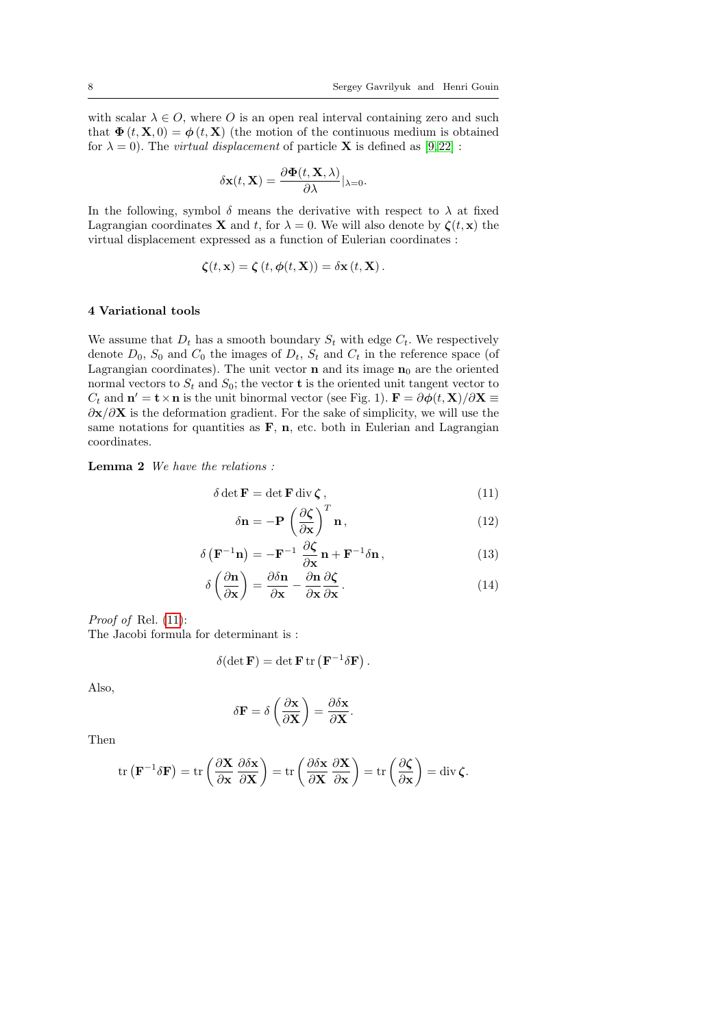with scalar $\lambda \in O$, where $O$ is an open real interval containing zero and such that $\mathbf{\Phi}(t, \mathbf{X}, 0) = \boldsymbol{\phi}(t, \mathbf{X})$ (the motion of the continuous medium is obtained for $\lambda = 0$). The *virtual displacement* of particle $\mathbf{X}$ is defined as [9,22] :

$$\delta \mathbf{x}(t, \mathbf{X}) = \frac{\partial \mathbf{\Phi}(t, \mathbf{X}, \lambda)}{\partial \lambda}|_{\lambda=0}.$$

In the following, symbol $\delta$ means the derivative with respect to $\lambda$ at fixed Lagrangian coordinates $\mathbf{X}$ and $t$, for $\lambda = 0$. We will also denote by $\boldsymbol{\zeta}(t, \mathbf{x})$ the virtual displacement expressed as a function of Eulerian coordinates :

$$\boldsymbol{\zeta}(t, \mathbf{x}) = \boldsymbol{\zeta}(t, \boldsymbol{\phi}(t, \mathbf{X})) = \delta \mathbf{x}(t, \mathbf{X}).$$

## 4 Variational tools

We assume that $D_t$ has a smooth boundary $S_t$ with edge $C_t$. We respectively denote $D_0$, $S_0$ and $C_0$ the images of $D_t$, $S_t$ and $C_t$ in the reference space (of Lagrangian coordinates). The unit vector $\mathbf{n}$ and its image $\mathbf{n}_0$ are the oriented normal vectors to $S_t$ and $S_0$; the vector $\mathbf{t}$ is the oriented unit tangent vector to $C_t$ and $\mathbf{n}' = \mathbf{t} \times \mathbf{n}$ is the unit binormal vector (see Fig. 1). $\mathbf{F} = \partial \boldsymbol{\phi}(t, \mathbf{X})/\partial \mathbf{X} \equiv \partial \mathbf{x}/\partial \mathbf{X}$ is the deformation gradient. For the sake of simplicity, we will use the same notations for quantities as $\mathbf{F}$, $\mathbf{n}$, etc. both in Eulerian and Lagrangian coordinates.

**Lemma 2** *We have the relations :*

$$\delta \det \mathbf{F} = \det \mathbf{F} \operatorname{div} \boldsymbol{\zeta}, \tag{11}$$

$$\delta \mathbf{n} = -\mathbf{P} \left(\frac{\partial \boldsymbol{\zeta}}{\partial \mathbf{x}}\right)^T \mathbf{n}, \tag{12}$$

$$\delta \left(\mathbf{F}^{-1}\mathbf{n}\right) = -\mathbf{F}^{-1} \frac{\partial \boldsymbol{\zeta}}{\partial \mathbf{x}} \mathbf{n} + \mathbf{F}^{-1} \delta \mathbf{n}, \tag{13}$$

$$\delta \left(\frac{\partial \mathbf{n}}{\partial \mathbf{x}}\right) = \frac{\partial \delta \mathbf{n}}{\partial \mathbf{x}} - \frac{\partial \mathbf{n}}{\partial \mathbf{x}} \frac{\partial \boldsymbol{\zeta}}{\partial \mathbf{x}}. \tag{14}$$

*Proof of* Rel. (11):
The Jacobi formula for determinant is :

$$\delta(\det \mathbf{F}) = \det \mathbf{F} \operatorname{tr}\left(\mathbf{F}^{-1} \delta \mathbf{F}\right).$$

Also,

$$\delta \mathbf{F} = \delta \left(\frac{\partial \mathbf{x}}{\partial \mathbf{X}}\right) = \frac{\partial \delta \mathbf{x}}{\partial \mathbf{X}}.$$

Then

$$\operatorname{tr}\left(\mathbf{F}^{-1} \delta \mathbf{F}\right) = \operatorname{tr}\left(\frac{\partial \mathbf{X}}{\partial \mathbf{x}} \frac{\partial \delta \mathbf{x}}{\partial \mathbf{X}}\right) = \operatorname{tr}\left(\frac{\partial \delta \mathbf{x}}{\partial \mathbf{X}} \frac{\partial \mathbf{X}}{\partial \mathbf{x}}\right) = \operatorname{tr}\left(\frac{\partial \boldsymbol{\zeta}}{\partial \mathbf{x}}\right) = \operatorname{div} \boldsymbol{\zeta}.$$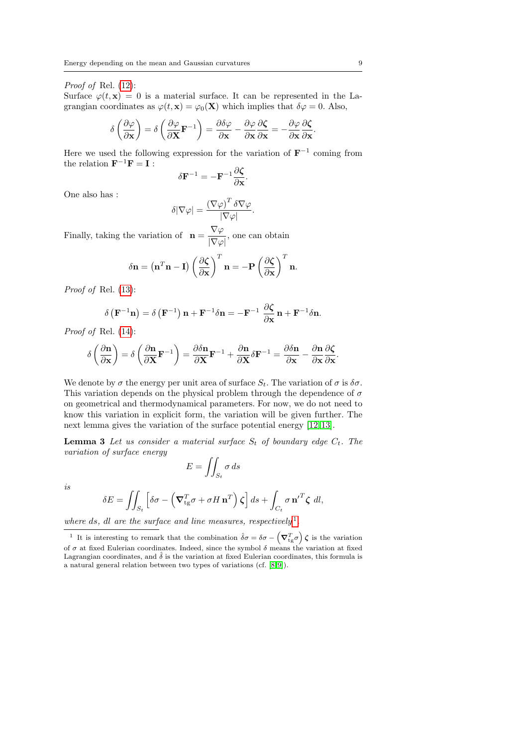*Proof of* Rel. (12):
Surface $\varphi(t, \mathbf{x}) = 0$ is a material surface. It can be represented in the Lagrangian coordinates as $\varphi(t, \mathbf{x}) = \varphi_0(\mathbf{X})$ which implies that $\delta\varphi = 0$. Also,

$$\delta\left(\frac{\partial \varphi}{\partial \mathbf{x}}\right) = \delta\left(\frac{\partial \varphi}{\partial \mathbf{X}}\mathbf{F}^{-1}\right) = \frac{\partial \delta\varphi}{\partial \mathbf{x}} - \frac{\partial \varphi}{\partial \mathbf{x}}\frac{\partial \boldsymbol{\zeta}}{\partial \mathbf{x}} = -\frac{\partial \varphi}{\partial \mathbf{x}}\frac{\partial \boldsymbol{\zeta}}{\partial \mathbf{x}}.$$

Here we used the following expression for the variation of $\mathbf{F}^{-1}$ coming from the relation $\mathbf{F}^{-1}\mathbf{F} = \mathbf{I}$ :

$$\delta\mathbf{F}^{-1} = -\mathbf{F}^{-1}\frac{\partial \boldsymbol{\zeta}}{\partial \mathbf{x}}.$$

One also has :

$$\delta|\nabla\varphi| = \frac{(\nabla\varphi)^T\,\delta\nabla\varphi}{|\nabla\varphi|}.$$

Finally, taking the variation of $\mathbf{n} = \dfrac{\nabla\varphi}{|\nabla\varphi|}$, one can obtain

$$\delta\mathbf{n} = \left(\mathbf{n}^T\mathbf{n} - \mathbf{I}\right)\left(\frac{\partial \boldsymbol{\zeta}}{\partial \mathbf{x}}\right)^T\mathbf{n} = -\mathbf{P}\left(\frac{\partial \boldsymbol{\zeta}}{\partial \mathbf{x}}\right)^T\mathbf{n}.$$

*Proof of* Rel. (13):

$$\delta\left(\mathbf{F}^{-1}\mathbf{n}\right) = \delta\left(\mathbf{F}^{-1}\right)\mathbf{n} + \mathbf{F}^{-1}\delta\mathbf{n} = -\mathbf{F}^{-1}\,\frac{\partial \boldsymbol{\zeta}}{\partial \mathbf{x}}\,\mathbf{n} + \mathbf{F}^{-1}\delta\mathbf{n}.$$

*Proof of* Rel. (14):

$$\delta\left(\frac{\partial \mathbf{n}}{\partial \mathbf{x}}\right) = \delta\left(\frac{\partial \mathbf{n}}{\partial \mathbf{X}}\mathbf{F}^{-1}\right) = \frac{\partial \delta\mathbf{n}}{\partial \mathbf{X}}\mathbf{F}^{-1} + \frac{\partial \mathbf{n}}{\partial \mathbf{X}}\delta\mathbf{F}^{-1} = \frac{\partial \delta\mathbf{n}}{\partial \mathbf{x}} - \frac{\partial \mathbf{n}}{\partial \mathbf{x}}\frac{\partial \boldsymbol{\zeta}}{\partial \mathbf{x}}.$$

We denote by $\sigma$ the energy per unit area of surface $S_t$. The variation of $\sigma$ is $\delta\sigma$. This variation depends on the physical problem through the dependence of $\sigma$ on geometrical and thermodynamical parameters. For now, we do not need to know this variation in explicit form, the variation will be given further. The next lemma gives the variation of the surface potential energy [12,13].

**Lemma 3** *Let us consider a material surface $S_t$ of boundary edge $C_t$. The variation of surface energy*

$$E = \iint_{S_t} \sigma\, ds$$

*is*

$$\delta E = \iint_{S_t}\left[\delta\sigma - \left(\boldsymbol{\nabla}_{\rm tg}^T\sigma + \sigma H\,\mathbf{n}^T\right)\boldsymbol{\zeta}\right]ds + \int_{C_t}\sigma\,\mathbf{n}'^T\boldsymbol{\zeta}\;dl,$$

*where $ds$, $dl$ are the surface and line measures, respectively*[1].

[1] It is interesting to remark that the combination $\hat{\delta}\sigma = \delta\sigma - \left(\boldsymbol{\nabla}_{\rm tg}^T\sigma\right)\boldsymbol{\zeta}$ is the variation of $\sigma$ at fixed Eulerian coordinates. Indeed, since the symbol $\delta$ means the variation at fixed Lagrangian coordinates, and $\hat{\delta}$ is the variation at fixed Eulerian coordinates, this formula is a natural general relation between two types of variations (cf. [8,9]).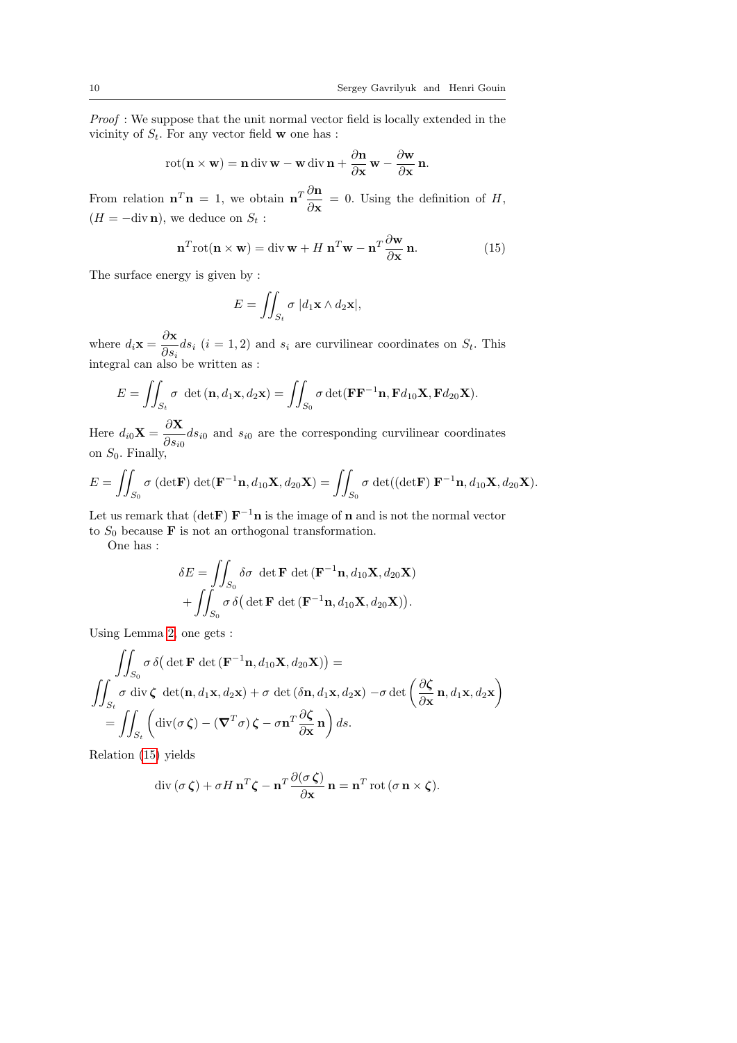*Proof* : We suppose that the unit normal vector field is locally extended in the vicinity of $S_t$. For any vector field $\mathbf{w}$ one has :

$$\operatorname{rot}(\mathbf{n}\times\mathbf{w}) = \mathbf{n}\operatorname{div}\mathbf{w} - \mathbf{w}\operatorname{div}\mathbf{n} + \frac{\partial\mathbf{n}}{\partial\mathbf{x}}\,\mathbf{w} - \frac{\partial\mathbf{w}}{\partial\mathbf{x}}\,\mathbf{n}.$$

From relation $\mathbf{n}^T\mathbf{n} = 1$, we obtain $\mathbf{n}^T\dfrac{\partial\mathbf{n}}{\partial\mathbf{x}} = 0$. Using the definition of $H$, ($H = -\operatorname{div}\mathbf{n}$), we deduce on $S_t$ :

$$\mathbf{n}^T\operatorname{rot}(\mathbf{n}\times\mathbf{w}) = \operatorname{div}\mathbf{w} + H\;\mathbf{n}^T\mathbf{w} - \mathbf{n}^T\frac{\partial\mathbf{w}}{\partial\mathbf{x}}\,\mathbf{n}. \tag{15}$$

The surface energy is given by :

$$E = \iint_{S_t} \sigma\;|d_1\mathbf{x}\wedge d_2\mathbf{x}|,$$

where $d_i\mathbf{x} = \dfrac{\partial\mathbf{x}}{\partial s_i}ds_i$ $(i = 1,2)$ and $s_i$ are curvilinear coordinates on $S_t$. This integral can also be written as :

$$E = \iint_{S_t} \sigma\;\det\left(\mathbf{n}, d_1\mathbf{x}, d_2\mathbf{x}\right) = \iint_{S_0} \sigma\det(\mathbf{F}\mathbf{F}^{-1}\mathbf{n}, \mathbf{F}d_{10}\mathbf{X}, \mathbf{F}d_{20}\mathbf{X}).$$

Here $d_{i0}\mathbf{X} = \dfrac{\partial\mathbf{X}}{\partial s_{i0}}ds_{i0}$ and $s_{i0}$ are the corresponding curvilinear coordinates on $S_0$. Finally,

$$E = \iint_{S_0} \sigma\;(\det\mathbf{F})\;\det(\mathbf{F}^{-1}\mathbf{n}, d_{10}\mathbf{X}, d_{20}\mathbf{X}) = \iint_{S_0} \sigma\;\det((\det\mathbf{F})\;\mathbf{F}^{-1}\mathbf{n}, d_{10}\mathbf{X}, d_{20}\mathbf{X}).$$

Let us remark that $(\det\mathbf{F})\;\mathbf{F}^{-1}\mathbf{n}$ is the image of $\mathbf{n}$ and is not the normal vector to $S_0$ because $\mathbf{F}$ is not an orthogonal transformation.

One has :

$$\begin{aligned}\delta E = &\iint_{S_0} \delta\sigma\;\det\mathbf{F}\;\det\left(\mathbf{F}^{-1}\mathbf{n}, d_{10}\mathbf{X}, d_{20}\mathbf{X}\right)\\ &+ \iint_{S_0} \sigma\,\delta\big(\det\mathbf{F}\;\det\left(\mathbf{F}^{-1}\mathbf{n}, d_{10}\mathbf{X}, d_{20}\mathbf{X}\right)\big).\end{aligned}$$

Using Lemma 2, one gets :

$$\begin{aligned}&\iint_{S_0} \sigma\,\delta\big(\det\mathbf{F}\;\det\left(\mathbf{F}^{-1}\mathbf{n}, d_{10}\mathbf{X}, d_{20}\mathbf{X}\right)\big) =\\ &\iint_{S_t} \sigma\operatorname{div}\boldsymbol{\zeta}\;\det(\mathbf{n}, d_1\mathbf{x}, d_2\mathbf{x}) + \sigma\;\det\left(\delta\mathbf{n}, d_1\mathbf{x}, d_2\mathbf{x}\right) - \sigma\det\left(\frac{\partial\boldsymbol{\zeta}}{\partial\mathbf{x}}\,\mathbf{n}, d_1\mathbf{x}, d_2\mathbf{x}\right)\\ &= \iint_{S_t}\left(\operatorname{div}(\sigma\,\boldsymbol{\zeta}) - (\boldsymbol{\nabla}^T\sigma)\,\boldsymbol{\zeta} - \sigma\mathbf{n}^T\frac{\partial\boldsymbol{\zeta}}{\partial\mathbf{x}}\,\mathbf{n}\right)ds.\end{aligned}$$

Relation (15) yields

$$\operatorname{div}(\sigma\,\boldsymbol{\zeta}) + \sigma H\,\mathbf{n}^T\boldsymbol{\zeta} - \mathbf{n}^T\frac{\partial(\sigma\,\boldsymbol{\zeta})}{\partial\mathbf{x}}\,\mathbf{n} = \mathbf{n}^T\operatorname{rot}(\sigma\,\mathbf{n}\times\boldsymbol{\zeta}).$$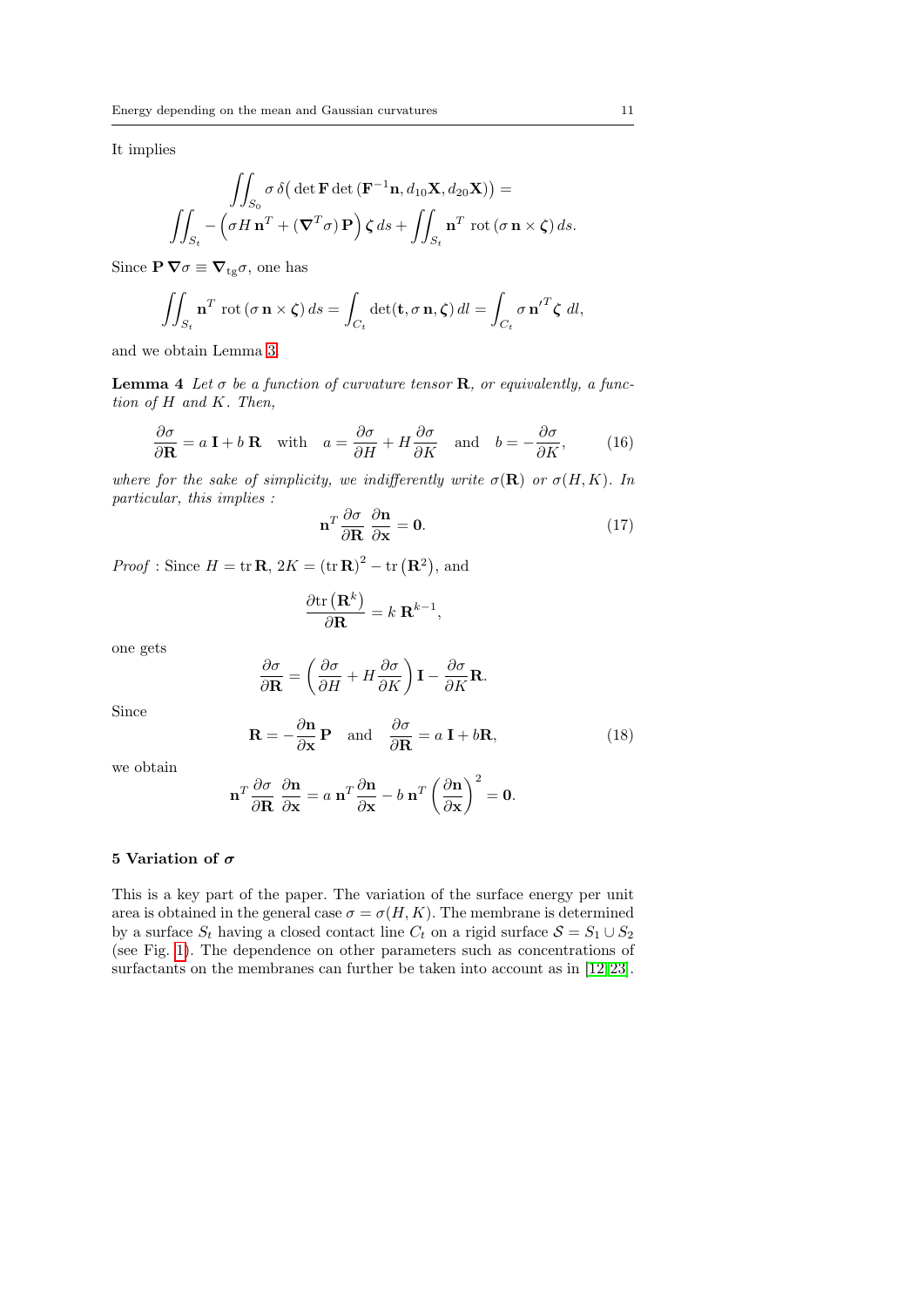It implies

$$\iint_{S_0} \sigma\, \delta\big(\det \mathbf{F} \det(\mathbf{F}^{-1}\mathbf{n}, d_{10}\mathbf{X}, d_{20}\mathbf{X})\big) =$$

$$\iint_{S_t} -\left(\sigma H\, \mathbf{n}^T + (\boldsymbol{\nabla}^T\sigma)\, \mathbf{P}\right) \boldsymbol{\zeta}\, ds + \iint_{S_t} \mathbf{n}^T \operatorname{rot}(\sigma\, \mathbf{n} \times \boldsymbol{\zeta})\, ds.$$

Since $\mathbf{P}\,\boldsymbol{\nabla}\sigma \equiv \boldsymbol{\nabla}_{\rm tg}\sigma$, one has

$$\iint_{S_t} \mathbf{n}^T \operatorname{rot}(\sigma\, \mathbf{n} \times \boldsymbol{\zeta})\, ds = \int_{C_t} \det(\mathbf{t}, \sigma\, \mathbf{n}, \boldsymbol{\zeta})\, dl = \int_{C_t} \sigma\, {\mathbf{n}'}^T \boldsymbol{\zeta}\, dl,$$

and we obtain Lemma 3.

**Lemma 4** *Let $\sigma$ be a function of curvature tensor $\mathbf{R}$, or equivalently, a function of $H$ and $K$. Then,*

$$\frac{\partial \sigma}{\partial \mathbf{R}} = a\,\mathbf{I} + b\,\mathbf{R} \quad \text{with} \quad a = \frac{\partial \sigma}{\partial H} + H\frac{\partial \sigma}{\partial K} \quad \text{and} \quad b = -\frac{\partial \sigma}{\partial K}, \tag{16}$$

*where for the sake of simplicity, we indifferently write $\sigma(\mathbf{R})$ or $\sigma(H,K)$. In particular, this implies :*

$$\mathbf{n}^T \frac{\partial \sigma}{\partial \mathbf{R}}\, \frac{\partial \mathbf{n}}{\partial \mathbf{x}} = \mathbf{0}. \tag{17}$$

*Proof* : Since $H = \operatorname{tr}\mathbf{R}$, $2K = (\operatorname{tr}\mathbf{R})^2 - \operatorname{tr}(\mathbf{R}^2)$, and

$$\frac{\partial \operatorname{tr}(\mathbf{R}^k)}{\partial \mathbf{R}} = k\,\mathbf{R}^{k-1},$$

one gets

$$\frac{\partial \sigma}{\partial \mathbf{R}} = \left(\frac{\partial \sigma}{\partial H} + H\frac{\partial \sigma}{\partial K}\right)\mathbf{I} - \frac{\partial \sigma}{\partial K}\mathbf{R}.$$

Since

$$\mathbf{R} = -\frac{\partial \mathbf{n}}{\partial \mathbf{x}}\,\mathbf{P} \quad \text{and} \quad \frac{\partial \sigma}{\partial \mathbf{R}} = a\,\mathbf{I} + b\mathbf{R}, \tag{18}$$

we obtain

$$\mathbf{n}^T \frac{\partial \sigma}{\partial \mathbf{R}}\, \frac{\partial \mathbf{n}}{\partial \mathbf{x}} = a\,\mathbf{n}^T \frac{\partial \mathbf{n}}{\partial \mathbf{x}} - b\,\mathbf{n}^T \left(\frac{\partial \mathbf{n}}{\partial \mathbf{x}}\right)^2 = \mathbf{0}.$$

## 5 Variation of $\sigma$

This is a key part of the paper. The variation of the surface energy per unit area is obtained in the general case $\sigma = \sigma(H,K)$. The membrane is determined by a surface $S_t$ having a closed contact line $C_t$ on a rigid surface $\mathcal{S} = S_1 \cup S_2$ (see Fig. 1). The dependence on other parameters such as concentrations of surfactants on the membranes can further be taken into account as in [12, 23].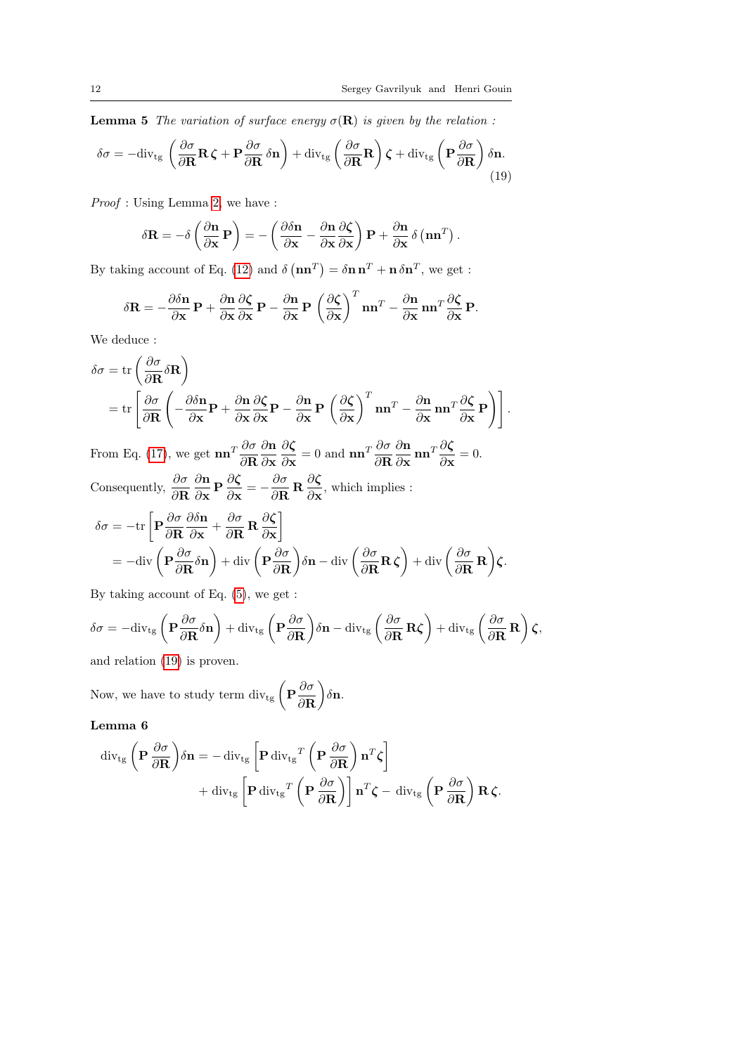**Lemma 5** *The variation of surface energy $\sigma(\mathbf{R})$ is given by the relation :*

$$
\delta\sigma = -\mathrm{div}_{\mathrm{tg}}\left(\frac{\partial\sigma}{\partial\mathbf{R}}\mathbf{R}\,\boldsymbol{\zeta} + \mathbf{P}\frac{\partial\sigma}{\partial\mathbf{R}}\,\delta\mathbf{n}\right) + \mathrm{div}_{\mathrm{tg}}\left(\frac{\partial\sigma}{\partial\mathbf{R}}\mathbf{R}\right)\boldsymbol{\zeta} + \mathrm{div}_{\mathrm{tg}}\left(\mathbf{P}\frac{\partial\sigma}{\partial\mathbf{R}}\right)\delta\mathbf{n}. \tag{19}
$$

*Proof* : Using Lemma 2, we have :

$$
\delta\mathbf{R} = -\delta\left(\frac{\partial\mathbf{n}}{\partial\mathbf{x}}\mathbf{P}\right) = -\left(\frac{\partial\delta\mathbf{n}}{\partial\mathbf{x}} - \frac{\partial\mathbf{n}}{\partial\mathbf{x}}\frac{\partial\boldsymbol{\zeta}}{\partial\mathbf{x}}\right)\mathbf{P} + \frac{\partial\mathbf{n}}{\partial\mathbf{x}}\,\delta\left(\mathbf{n}\mathbf{n}^T\right).
$$

By taking account of Eq. (12) and $\delta\left(\mathbf{n}\mathbf{n}^T\right) = \delta\mathbf{n}\,\mathbf{n}^T + \mathbf{n}\,\delta\mathbf{n}^T$, we get :

$$
\delta\mathbf{R} = -\frac{\partial\delta\mathbf{n}}{\partial\mathbf{x}}\,\mathbf{P} + \frac{\partial\mathbf{n}}{\partial\mathbf{x}}\frac{\partial\boldsymbol{\zeta}}{\partial\mathbf{x}}\,\mathbf{P} - \frac{\partial\mathbf{n}}{\partial\mathbf{x}}\,\mathbf{P}\left(\frac{\partial\boldsymbol{\zeta}}{\partial\mathbf{x}}\right)^T\mathbf{n}\mathbf{n}^T - \frac{\partial\mathbf{n}}{\partial\mathbf{x}}\,\mathbf{n}\mathbf{n}^T\frac{\partial\boldsymbol{\zeta}}{\partial\mathbf{x}}\,\mathbf{P}.
$$

We deduce :

$$
\begin{aligned}
\delta\sigma &= \mathrm{tr}\left(\frac{\partial\sigma}{\partial\mathbf{R}}\delta\mathbf{R}\right) \\
&= \mathrm{tr}\left[\frac{\partial\sigma}{\partial\mathbf{R}}\left(-\frac{\partial\delta\mathbf{n}}{\partial\mathbf{x}}\mathbf{P} + \frac{\partial\mathbf{n}}{\partial\mathbf{x}}\frac{\partial\boldsymbol{\zeta}}{\partial\mathbf{x}}\mathbf{P} - \frac{\partial\mathbf{n}}{\partial\mathbf{x}}\,\mathbf{P}\left(\frac{\partial\boldsymbol{\zeta}}{\partial\mathbf{x}}\right)^T\mathbf{n}\mathbf{n}^T - \frac{\partial\mathbf{n}}{\partial\mathbf{x}}\,\mathbf{n}\mathbf{n}^T\frac{\partial\boldsymbol{\zeta}}{\partial\mathbf{x}}\,\mathbf{P}\right)\right].
\end{aligned}
$$

From Eq. (17), we get $\mathbf{n}\mathbf{n}^T\dfrac{\partial\sigma}{\partial\mathbf{R}}\dfrac{\partial\mathbf{n}}{\partial\mathbf{x}}\dfrac{\partial\boldsymbol{\zeta}}{\partial\mathbf{x}} = 0$ and $\mathbf{n}\mathbf{n}^T\dfrac{\partial\sigma}{\partial\mathbf{R}}\dfrac{\partial\mathbf{n}}{\partial\mathbf{x}}\mathbf{n}\mathbf{n}^T\dfrac{\partial\boldsymbol{\zeta}}{\partial\mathbf{x}} = 0$.

Consequently, $\dfrac{\partial\sigma}{\partial\mathbf{R}}\dfrac{\partial\mathbf{n}}{\partial\mathbf{x}}\,\mathbf{P}\,\dfrac{\partial\boldsymbol{\zeta}}{\partial\mathbf{x}} = -\dfrac{\partial\sigma}{\partial\mathbf{R}}\,\mathbf{R}\,\dfrac{\partial\boldsymbol{\zeta}}{\partial\mathbf{x}}$, which implies :

$$
\begin{aligned}
\delta\sigma &= -\mathrm{tr}\left[\mathbf{P}\frac{\partial\sigma}{\partial\mathbf{R}}\frac{\partial\delta\mathbf{n}}{\partial\mathbf{x}} + \frac{\partial\sigma}{\partial\mathbf{R}}\,\mathbf{R}\,\frac{\partial\boldsymbol{\zeta}}{\partial\mathbf{x}}\right] \\
&= -\mathrm{div}\left(\mathbf{P}\frac{\partial\sigma}{\partial\mathbf{R}}\delta\mathbf{n}\right) + \mathrm{div}\left(\mathbf{P}\frac{\partial\sigma}{\partial\mathbf{R}}\right)\delta\mathbf{n} - \mathrm{div}\left(\frac{\partial\sigma}{\partial\mathbf{R}}\mathbf{R}\,\boldsymbol{\zeta}\right) + \mathrm{div}\left(\frac{\partial\sigma}{\partial\mathbf{R}}\,\mathbf{R}\right)\boldsymbol{\zeta}.
\end{aligned}
$$

By taking account of Eq. (5), we get :

$$
\delta\sigma = -\mathrm{div}_{\mathrm{tg}}\left(\mathbf{P}\frac{\partial\sigma}{\partial\mathbf{R}}\delta\mathbf{n}\right) + \mathrm{div}_{\mathrm{tg}}\left(\mathbf{P}\frac{\partial\sigma}{\partial\mathbf{R}}\right)\delta\mathbf{n} - \mathrm{div}_{\mathrm{tg}}\left(\frac{\partial\sigma}{\partial\mathbf{R}}\,\mathbf{R}\boldsymbol{\zeta}\right) + \mathrm{div}_{\mathrm{tg}}\left(\frac{\partial\sigma}{\partial\mathbf{R}}\,\mathbf{R}\right)\boldsymbol{\zeta},
$$

and relation (19) is proven.

Now, we have to study term $\mathrm{div}_{\mathrm{tg}}\left(\mathbf{P}\dfrac{\partial\sigma}{\partial\mathbf{R}}\right)\delta\mathbf{n}$.

**Lemma 6**

$$
\begin{aligned}
\mathrm{div}_{\mathrm{tg}}\left(\mathbf{P}\,\frac{\partial\sigma}{\partial\mathbf{R}}\right)\delta\mathbf{n} = &-\mathrm{div}_{\mathrm{tg}}\left[\mathbf{P}\,\mathrm{div}_{\mathrm{tg}}{}^T\left(\mathbf{P}\,\frac{\partial\sigma}{\partial\mathbf{R}}\right)\mathbf{n}^T\boldsymbol{\zeta}\right] \\
&+ \mathrm{div}_{\mathrm{tg}}\left[\mathbf{P}\,\mathrm{div}_{\mathrm{tg}}{}^T\left(\mathbf{P}\,\frac{\partial\sigma}{\partial\mathbf{R}}\right)\right]\mathbf{n}^T\boldsymbol{\zeta} - \mathrm{div}_{\mathrm{tg}}\left(\mathbf{P}\,\frac{\partial\sigma}{\partial\mathbf{R}}\right)\mathbf{R}\,\boldsymbol{\zeta}.
\end{aligned}
$$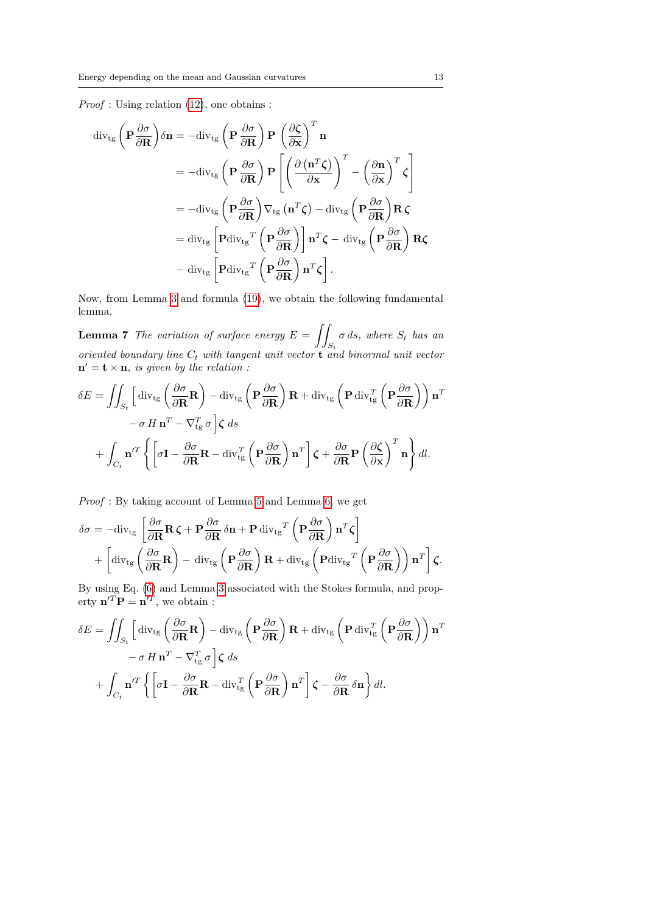*Proof* : Using relation (12), one obtains :

$$
\begin{aligned}
\operatorname{div}_{\rm tg}\left(\mathbf{P}\frac{\partial\sigma}{\partial\mathbf{R}}\right)\delta\mathbf{n} &= -\operatorname{div}_{\rm tg}\left(\mathbf{P}\,\frac{\partial\sigma}{\partial\mathbf{R}}\right)\mathbf{P}\,\left(\frac{\partial\boldsymbol{\zeta}}{\partial\mathbf{x}}\right)^T\mathbf{n} \\
&= -\operatorname{div}_{\rm tg}\left(\mathbf{P}\,\frac{\partial\sigma}{\partial\mathbf{R}}\right)\mathbf{P}\left[\left(\frac{\partial\left(\mathbf{n}^T\boldsymbol{\zeta}\right)}{\partial\mathbf{x}}\right)^T - \left(\frac{\partial\mathbf{n}}{\partial\mathbf{x}}\right)^T\boldsymbol{\zeta}\right] \\
&= -\operatorname{div}_{\rm tg}\left(\mathbf{P}\frac{\partial\sigma}{\partial\mathbf{R}}\right)\nabla_{\rm tg}\left(\mathbf{n}^T\boldsymbol{\zeta}\right) - \operatorname{div}_{\rm tg}\left(\mathbf{P}\frac{\partial\sigma}{\partial\mathbf{R}}\right)\mathbf{R}\,\boldsymbol{\zeta} \\
&= \operatorname{div}_{\rm tg}\left[\mathbf{P}{\operatorname{div}_{\rm tg}}^T\left(\mathbf{P}\frac{\partial\sigma}{\partial\mathbf{R}}\right)\right]\mathbf{n}^T\boldsymbol{\zeta} - \operatorname{div}_{\rm tg}\left(\mathbf{P}\frac{\partial\sigma}{\partial\mathbf{R}}\right)\mathbf{R}\boldsymbol{\zeta} \\
&\quad - \operatorname{div}_{\rm tg}\left[\mathbf{P}{\operatorname{div}_{\rm tg}}^T\left(\mathbf{P}\frac{\partial\sigma}{\partial\mathbf{R}}\right)\mathbf{n}^T\boldsymbol{\zeta}\right].
\end{aligned}
$$

Now, from Lemma 3 and formula (19), we obtain the following fundamental lemma.

**Lemma 7** *The variation of surface energy $E = \iint_{S_t}\sigma\, ds$, where $S_t$ has an oriented boundary line $C_t$ with tangent unit vector $\mathbf{t}$ and binormal unit vector $\mathbf{n}' = \mathbf{t}\times\mathbf{n}$, is given by the relation :*

$$
\begin{aligned}
\delta E = \iint_{S_t}\Big[\,&\operatorname{div}_{\rm tg}\left(\frac{\partial\sigma}{\partial\mathbf{R}}\mathbf{R}\right) - \operatorname{div}_{\rm tg}\left(\mathbf{P}\frac{\partial\sigma}{\partial\mathbf{R}}\right)\mathbf{R} + \operatorname{div}_{\rm tg}\left(\mathbf{P}\operatorname{div}_{\rm tg}^T\left(\mathbf{P}\frac{\partial\sigma}{\partial\mathbf{R}}\right)\right)\mathbf{n}^T \\
&- \sigma\, H\,\mathbf{n}^T - \nabla_{\rm tg}^T\,\sigma\Big]\boldsymbol{\zeta}\; ds \\
+ \int_{C_t}&\mathbf{n}'^T\left\{\left[\sigma\mathbf{I} - \frac{\partial\sigma}{\partial\mathbf{R}}\mathbf{R} - \operatorname{div}_{\rm tg}^T\left(\mathbf{P}\frac{\partial\sigma}{\partial\mathbf{R}}\right)\mathbf{n}^T\right]\boldsymbol{\zeta} + \frac{\partial\sigma}{\partial\mathbf{R}}\mathbf{P}\left(\frac{\partial\boldsymbol{\zeta}}{\partial\mathbf{x}}\right)^T\mathbf{n}\right\}dl.
\end{aligned}
$$

*Proof* : By taking account of Lemma 5 and Lemma 6, we get

$$
\begin{aligned}
\delta\sigma = &-\operatorname{div}_{\rm tg}\left[\frac{\partial\sigma}{\partial\mathbf{R}}\mathbf{R}\,\boldsymbol{\zeta} + \mathbf{P}\frac{\partial\sigma}{\partial\mathbf{R}}\,\delta\mathbf{n} + \mathbf{P}\,{\operatorname{div}_{\rm tg}}^T\left(\mathbf{P}\frac{\partial\sigma}{\partial\mathbf{R}}\right)\mathbf{n}^T\boldsymbol{\zeta}\right] \\
&+ \left[\operatorname{div}_{\rm tg}\left(\frac{\partial\sigma}{\partial\mathbf{R}}\mathbf{R}\right) - \operatorname{div}_{\rm tg}\left(\mathbf{P}\frac{\partial\sigma}{\partial\mathbf{R}}\right)\mathbf{R} + \operatorname{div}_{\rm tg}\left(\mathbf{P}{\operatorname{div}_{\rm tg}}^T\left(\mathbf{P}\frac{\partial\sigma}{\partial\mathbf{R}}\right)\right)\mathbf{n}^T\right]\boldsymbol{\zeta}.
\end{aligned}
$$

By using Eq. (6) and Lemma 3 associated with the Stokes formula, and property $\mathbf{n}'^T\mathbf{P} = \mathbf{n}'^T$, we obtain :

$$
\begin{aligned}
\delta E = \iint_{S_t}\Big[\,&\operatorname{div}_{\rm tg}\left(\frac{\partial\sigma}{\partial\mathbf{R}}\mathbf{R}\right) - \operatorname{div}_{\rm tg}\left(\mathbf{P}\frac{\partial\sigma}{\partial\mathbf{R}}\right)\mathbf{R} + \operatorname{div}_{\rm tg}\left(\mathbf{P}\operatorname{div}_{\rm tg}^T\left(\mathbf{P}\frac{\partial\sigma}{\partial\mathbf{R}}\right)\right)\mathbf{n}^T \\
&- \sigma\, H\,\mathbf{n}^T - \nabla_{\rm tg}^T\,\sigma\Big]\boldsymbol{\zeta}\; ds \\
+ \int_{C_t}&\mathbf{n}'^T\left\{\left[\sigma\mathbf{I} - \frac{\partial\sigma}{\partial\mathbf{R}}\mathbf{R} - \operatorname{div}_{\rm tg}^T\left(\mathbf{P}\frac{\partial\sigma}{\partial\mathbf{R}}\right)\mathbf{n}^T\right]\boldsymbol{\zeta} - \frac{\partial\sigma}{\partial\mathbf{R}}\,\delta\mathbf{n}\right\}dl.
\end{aligned}
$$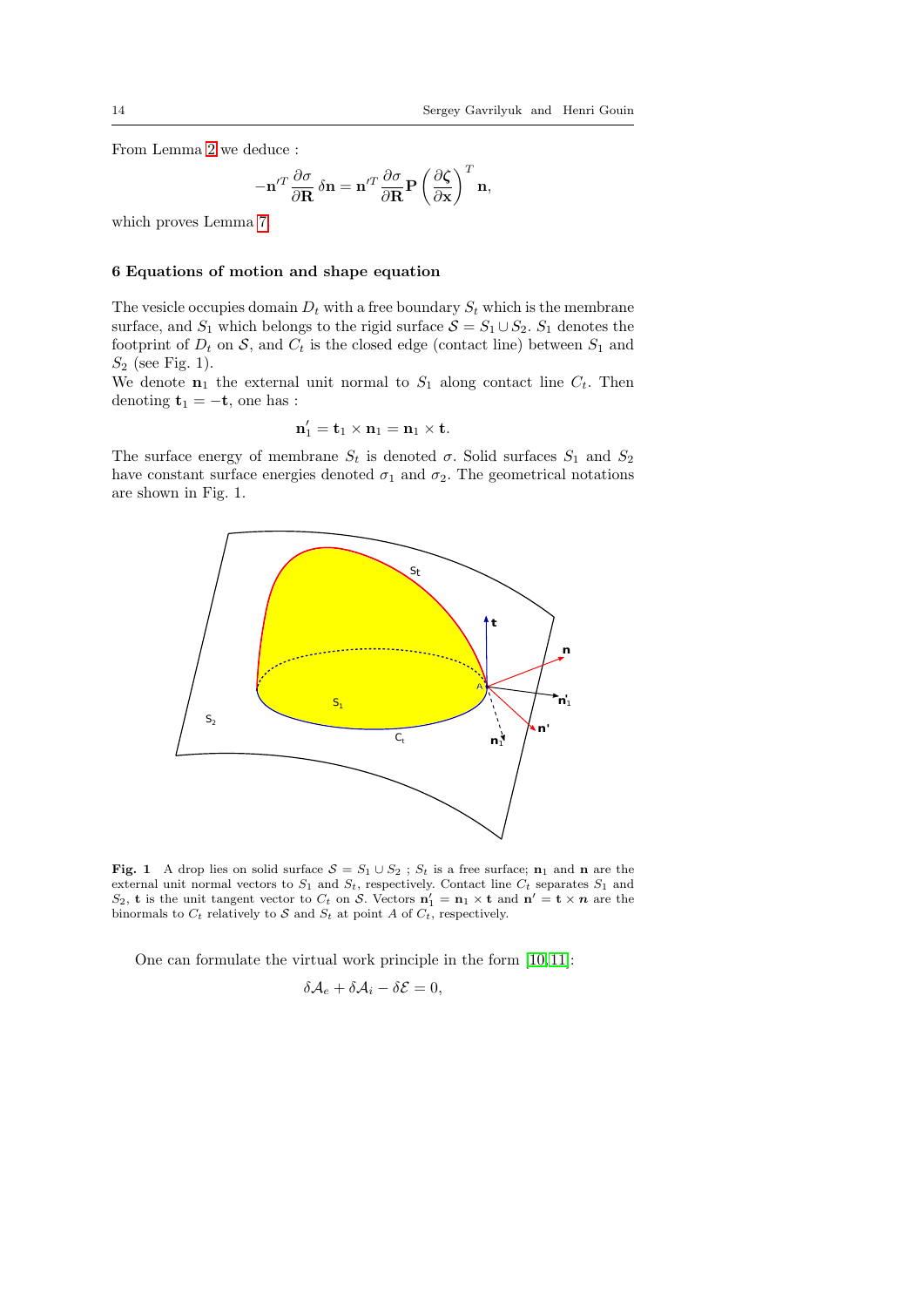From Lemma 2 we deduce :

$$-\mathbf{n}'^T \frac{\partial \sigma}{\partial \mathbf{R}}\, \delta \mathbf{n} = \mathbf{n}'^T \frac{\partial \sigma}{\partial \mathbf{R}} \mathbf{P} \left( \frac{\partial \boldsymbol{\zeta}}{\partial \mathbf{x}} \right)^T \mathbf{n},$$

which proves Lemma 7.

### 6 Equations of motion and shape equation

The vesicle occupies domain $D_t$ with a free boundary $S_t$ which is the membrane surface, and $S_1$ which belongs to the rigid surface $\mathcal{S} = S_1 \cup S_2$. $S_1$ denotes the footprint of $D_t$ on $\mathcal{S}$, and $C_t$ is the closed edge (contact line) between $S_1$ and $S_2$ (see Fig. 1).
We denote $\mathbf{n}_1$ the external unit normal to $S_1$ along contact line $C_t$. Then denoting $\mathbf{t}_1 = -\mathbf{t}$, one has :

$$\mathbf{n}_1' = \mathbf{t}_1 \times \mathbf{n}_1 = \mathbf{n}_1 \times \mathbf{t}.$$

The surface energy of membrane $S_t$ is denoted $\sigma$. Solid surfaces $S_1$ and $S_2$ have constant surface energies denoted $\sigma_1$ and $\sigma_2$. The geometrical notations are shown in Fig. 1.

**Fig. 1** A drop lies on solid surface $\mathcal{S} = S_1 \cup S_2$ ; $S_t$ is a free surface; $\mathbf{n}_1$ and $\mathbf{n}$ are the external unit normal vectors to $S_1$ and $S_t$, respectively. Contact line $C_t$ separates $S_1$ and $S_2$, $\mathbf{t}$ is the unit tangent vector to $C_t$ on $\mathcal{S}$. Vectors $\mathbf{n}_1' = \mathbf{n}_1 \times \mathbf{t}$ and $\mathbf{n}' = \mathbf{t} \times \boldsymbol{n}$ are the binormals to $C_t$ relatively to $\mathcal{S}$ and $S_t$ at point $A$ of $C_t$, respectively.

One can formulate the virtual work principle in the form [10,11]:

$$\delta \mathcal{A}_e + \delta \mathcal{A}_i - \delta \mathcal{E} = 0,$$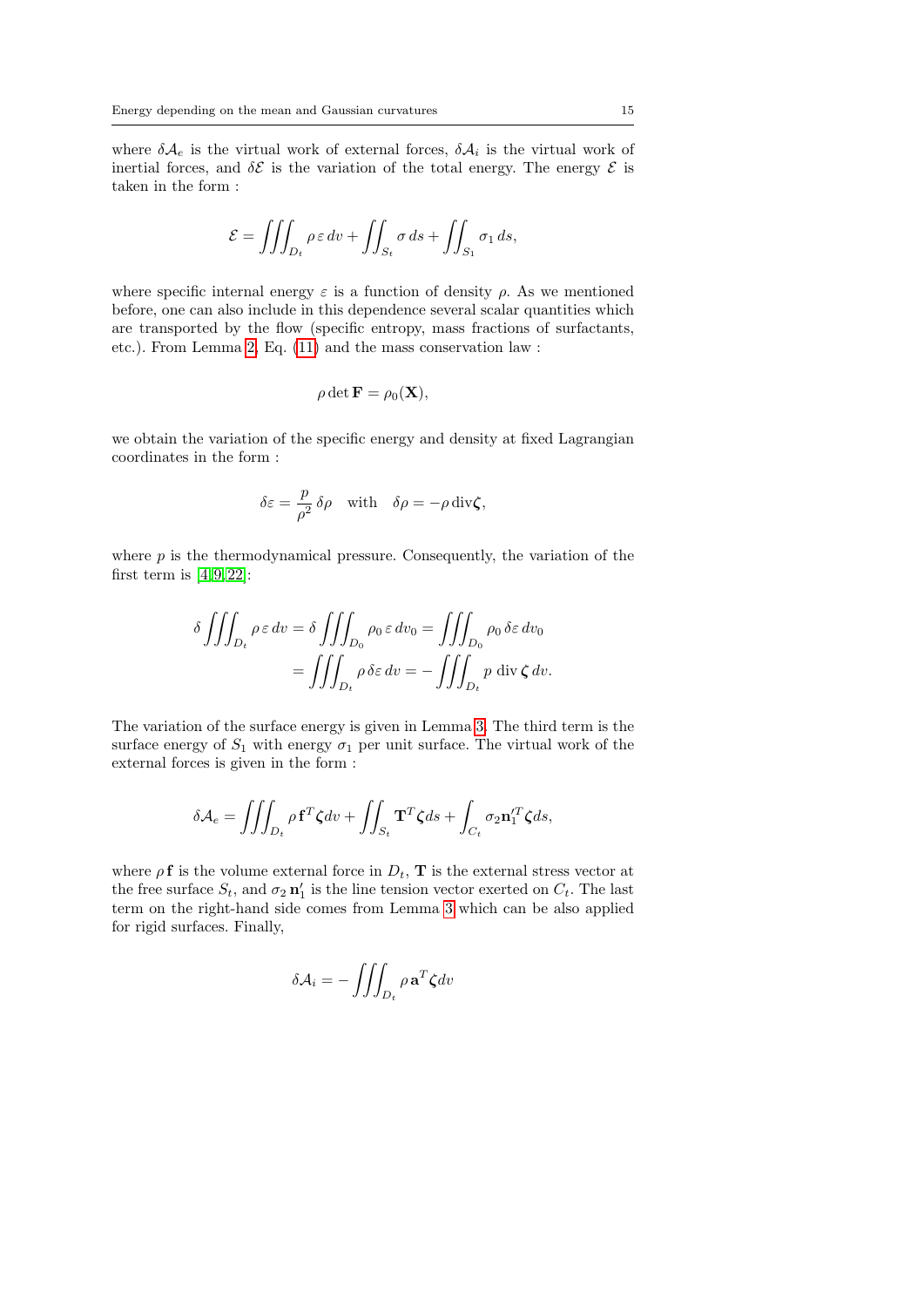where $\delta\mathcal{A}_e$ is the virtual work of external forces, $\delta\mathcal{A}_i$ is the virtual work of inertial forces, and $\delta\mathcal{E}$ is the variation of the total energy. The energy $\mathcal{E}$ is taken in the form :

$$\mathcal{E} = \iiint_{D_t} \rho\, \varepsilon\, dv + \iint_{S_t} \sigma\, ds + \iint_{S_1} \sigma_1\, ds,$$

where specific internal energy $\varepsilon$ is a function of density $\rho$. As we mentioned before, one can also include in this dependence several scalar quantities which are transported by the flow (specific entropy, mass fractions of surfactants, etc.). From Lemma 2, Eq. (11) and the mass conservation law :

$$\rho \det \mathbf{F} = \rho_0(\mathbf{X}),$$

we obtain the variation of the specific energy and density at fixed Lagrangian coordinates in the form :

$$\delta\varepsilon = \frac{p}{\rho^2}\, \delta\rho \quad \text{with} \quad \delta\rho = -\rho\, \mathrm{div}\boldsymbol{\zeta},$$

where $p$ is the thermodynamical pressure. Consequently, the variation of the first term is [4,9,22]:

$$\begin{aligned}
\delta \iiint_{D_t} \rho\, \varepsilon\, dv &= \delta \iiint_{D_0} \rho_0\, \varepsilon\, dv_0 = \iiint_{D_0} \rho_0\, \delta\varepsilon\, dv_0 \\
&= \iiint_{D_t} \rho\, \delta\varepsilon\, dv = -\iiint_{D_t} p\ \mathrm{div}\, \boldsymbol{\zeta}\, dv.
\end{aligned}$$

The variation of the surface energy is given in Lemma 3. The third term is the surface energy of $S_1$ with energy $\sigma_1$ per unit surface. The virtual work of the external forces is given in the form :

$$\delta\mathcal{A}_e = \iiint_{D_t} \rho\, \mathbf{f}^T \boldsymbol{\zeta} dv + \iint_{S_t} \mathbf{T}^T \boldsymbol{\zeta} ds + \int_{C_t} \sigma_2 \mathbf{n}_1'^T \boldsymbol{\zeta} ds,$$

where $\rho\, \mathbf{f}$ is the volume external force in $D_t$, $\mathbf{T}$ is the external stress vector at the free surface $S_t$, and $\sigma_2\, \mathbf{n}_1'$ is the line tension vector exerted on $C_t$. The last term on the right-hand side comes from Lemma 3 which can be also applied for rigid surfaces. Finally,

$$\delta\mathcal{A}_i = -\iiint_{D_t} \rho\, \mathbf{a}^T \boldsymbol{\zeta} dv$$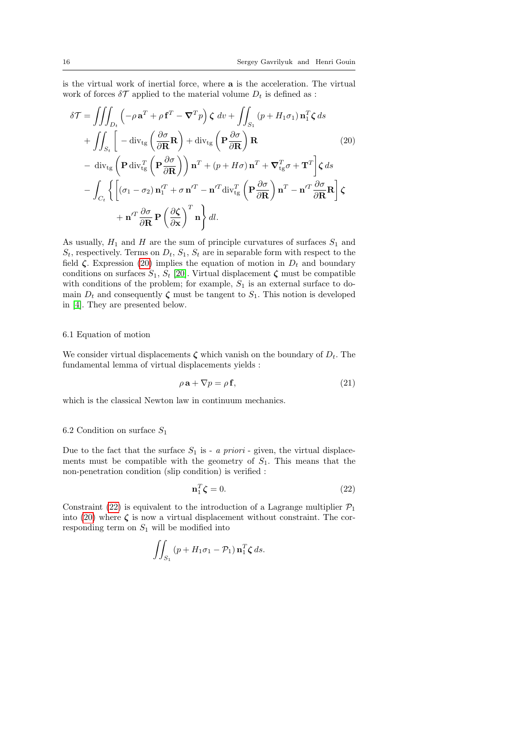is the virtual work of inertial force, where $\mathbf{a}$ is the acceleration. The virtual work of forces $\delta\mathcal{T}$ applied to the material volume $D_t$ is defined as :

$$
\begin{aligned}
\delta\mathcal{T} = & \iiint_{D_t} \left(-\rho\,\mathbf{a}^T + \rho\,\mathbf{f}^T - \boldsymbol{\nabla}^T p\right)\boldsymbol{\zeta}\, dv + \iint_{S_1} (p + H_1\sigma_1)\,\mathbf{n}_1^T\boldsymbol{\zeta}\, ds \\
& + \iint_{S_t} \Bigg[ -\operatorname{div}_{\text{tg}}\left(\frac{\partial\sigma}{\partial\mathbf{R}}\mathbf{R}\right) + \operatorname{div}_{\text{tg}}\left(\mathbf{P}\frac{\partial\sigma}{\partial\mathbf{R}}\right)\mathbf{R} \\
& - \operatorname{div}_{\text{tg}}\left(\mathbf{P}\operatorname{div}_{\text{tg}}^T\left(\mathbf{P}\frac{\partial\sigma}{\partial\mathbf{R}}\right)\right)\mathbf{n}^T + (p + H\sigma)\,\mathbf{n}^T + \boldsymbol{\nabla}_{\text{tg}}^T\sigma + \mathbf{T}^T\Bigg]\boldsymbol{\zeta}\, ds \\
& - \int_{C_t}\Bigg\{\left[(\sigma_1-\sigma_2)\,\mathbf{n}_1'^T + \sigma\,\mathbf{n}'^T - \mathbf{n}'^T\operatorname{div}_{\text{tg}}^T\left(\mathbf{P}\frac{\partial\sigma}{\partial\mathbf{R}}\right)\mathbf{n}^T - \mathbf{n}'^T\frac{\partial\sigma}{\partial\mathbf{R}}\mathbf{R}\right]\boldsymbol{\zeta} \\
& \qquad + \mathbf{n}'^T\frac{\partial\sigma}{\partial\mathbf{R}}\mathbf{P}\left(\frac{\partial\boldsymbol{\zeta}}{\partial\mathbf{x}}\right)^T\mathbf{n}\Bigg\}\, dl.
\end{aligned}
\tag{20}
$$

As usually, $H_1$ and $H$ are the sum of principle curvatures of surfaces $S_1$ and $S_t$, respectively. Terms on $D_t$, $S_1$, $S_t$ are in separable form with respect to the field $\boldsymbol{\zeta}$. Expression (20) implies the equation of motion in $D_t$ and boundary conditions on surfaces $S_1$, $S_t$ [20]. Virtual displacement $\boldsymbol{\zeta}$ must be compatible with conditions of the problem; for example, $S_1$ is an external surface to domain $D_t$ and consequently $\boldsymbol{\zeta}$ must be tangent to $S_1$. This notion is developed in [4]. They are presented below.

### 6.1 Equation of motion

We consider virtual displacements $\boldsymbol{\zeta}$ which vanish on the boundary of $D_t$. The fundamental lemma of virtual displacements yields :

$$
\rho\,\mathbf{a} + \nabla p = \rho\,\mathbf{f},
\tag{21}
$$

which is the classical Newton law in continuum mechanics.

### 6.2 Condition on surface $S_1$

Due to the fact that the surface $S_1$ is - *a priori* - given, the virtual displacements must be compatible with the geometry of $S_1$. This means that the non-penetration condition (slip condition) is verified :

$$
\mathbf{n}_1^T\boldsymbol{\zeta} = 0.
\tag{22}
$$

Constraint (22) is equivalent to the introduction of a Lagrange multiplier $\mathcal{P}_1$ into (20) where $\boldsymbol{\zeta}$ is now a virtual displacement without constraint. The corresponding term on $S_1$ will be modified into

$$
\iint_{S_1} (p + H_1\sigma_1 - \mathcal{P}_1)\,\mathbf{n}_1^T\boldsymbol{\zeta}\, ds.
$$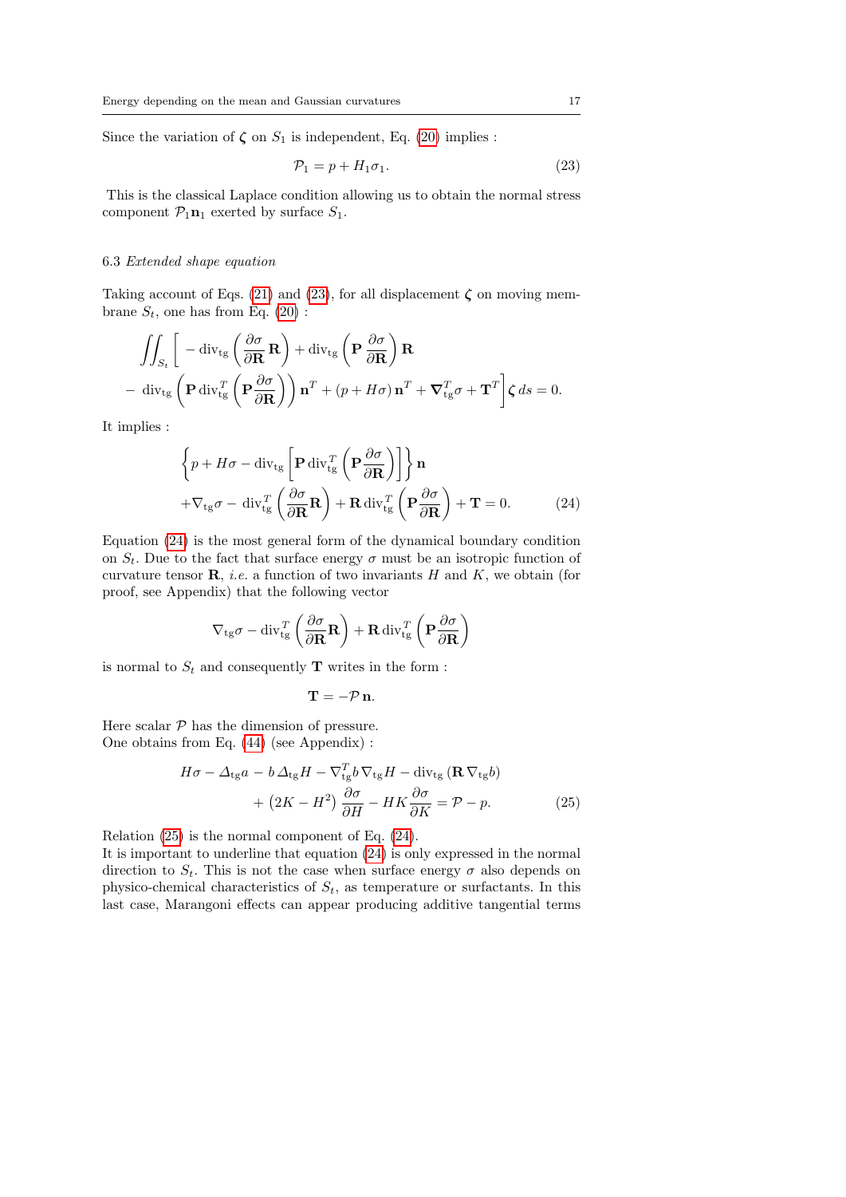Since the variation of $\boldsymbol{\zeta}$ on $S_1$ is independent, Eq. (20) implies :

$$\mathcal{P}_1 = p + H_1 \sigma_1. \tag{23}$$

This is the classical Laplace condition allowing us to obtain the normal stress component $\mathcal{P}_1 \mathbf{n}_1$ exerted by surface $S_1$.

### 6.3 *Extended shape equation*

Taking account of Eqs. (21) and (23), for all displacement $\boldsymbol{\zeta}$ on moving membrane $S_t$, one has from Eq. (20) :

$$\iint_{S_t} \Big[ -\operatorname{div}_{\mathrm{tg}}\left(\frac{\partial \sigma}{\partial \mathbf{R}}\,\mathbf{R}\right) + \operatorname{div}_{\mathrm{tg}}\left(\mathbf{P}\,\frac{\partial \sigma}{\partial \mathbf{R}}\right)\mathbf{R}$$
$$-\operatorname{div}_{\mathrm{tg}}\left(\mathbf{P}\operatorname{div}_{\mathrm{tg}}^{T}\left(\mathbf{P}\frac{\partial \sigma}{\partial \mathbf{R}}\right)\right)\mathbf{n}^T + (p + H\sigma)\,\mathbf{n}^T + \boldsymbol{\nabla}_{\mathrm{tg}}^{T}\sigma + \mathbf{T}^T \Big]\boldsymbol{\zeta}\, ds = 0.$$

It implies :

$$\left\{ p + H\sigma - \operatorname{div}_{\mathrm{tg}}\left[\mathbf{P}\operatorname{div}_{\mathrm{tg}}^{T}\left(\mathbf{P}\frac{\partial \sigma}{\partial \mathbf{R}}\right)\right]\right\}\mathbf{n}$$
$$+\nabla_{\mathrm{tg}}\sigma - \operatorname{div}_{\mathrm{tg}}^{T}\left(\frac{\partial \sigma}{\partial \mathbf{R}}\mathbf{R}\right) + \mathbf{R}\operatorname{div}_{\mathrm{tg}}^{T}\left(\mathbf{P}\frac{\partial \sigma}{\partial \mathbf{R}}\right) + \mathbf{T} = 0. \tag{24}$$

Equation (24) is the most general form of the dynamical boundary condition on $S_t$. Due to the fact that surface energy $\sigma$ must be an isotropic function of curvature tensor $\mathbf{R}$, *i.e.* a function of two invariants $H$ and $K$, we obtain (for proof, see Appendix) that the following vector

$$\nabla_{\mathrm{tg}}\sigma - \operatorname{div}_{\mathrm{tg}}^{T}\left(\frac{\partial \sigma}{\partial \mathbf{R}}\mathbf{R}\right) + \mathbf{R}\operatorname{div}_{\mathrm{tg}}^{T}\left(\mathbf{P}\frac{\partial \sigma}{\partial \mathbf{R}}\right)$$

is normal to $S_t$ and consequently $\mathbf{T}$ writes in the form :

$$\mathbf{T} = -\mathcal{P}\,\mathbf{n}.$$

Here scalar $\mathcal{P}$ has the dimension of pressure.
One obtains from Eq. (44) (see Appendix) :

$$H\sigma - \Delta_{\mathrm{tg}} a - b\,\Delta_{\mathrm{tg}} H - \nabla_{\mathrm{tg}}^{T} b\,\nabla_{\mathrm{tg}} H - \operatorname{div}_{\mathrm{tg}}\left(\mathbf{R}\,\nabla_{\mathrm{tg}} b\right)$$
$$+\left(2K - H^2\right)\frac{\partial \sigma}{\partial H} - HK\frac{\partial \sigma}{\partial K} = \mathcal{P} - p. \tag{25}$$

Relation (25) is the normal component of Eq. (24).
It is important to underline that equation (24) is only expressed in the normal direction to $S_t$. This is not the case when surface energy $\sigma$ also depends on physico-chemical characteristics of $S_t$, as temperature or surfactants. In this last case, Marangoni effects can appear producing additive tangential terms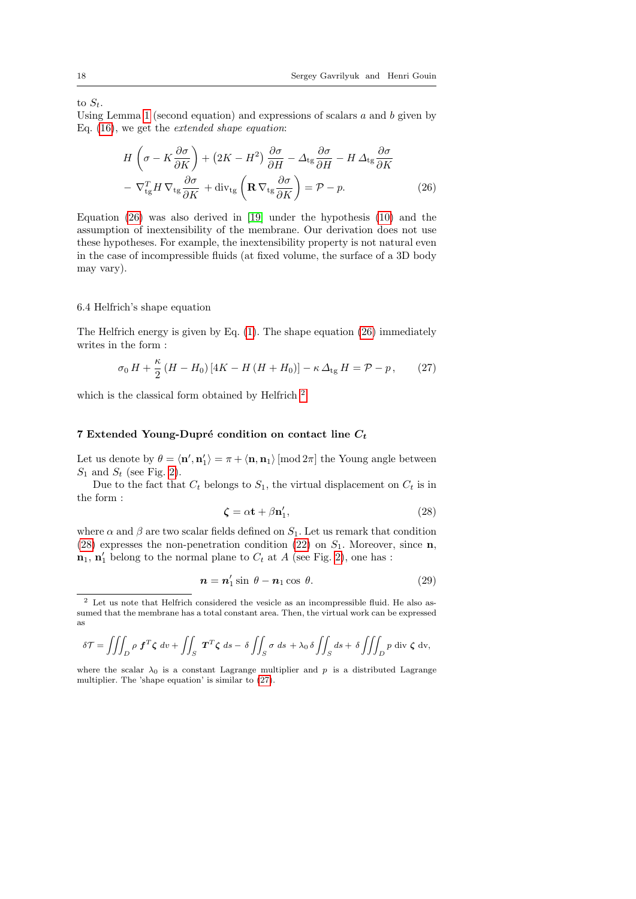to $S_t$.
Using Lemma 1 (second equation) and expressions of scalars $a$ and $b$ given by Eq. (16), we get the *extended shape equation*:

$$
\begin{aligned}
&H\left(\sigma - K\frac{\partial \sigma}{\partial K}\right) + \left(2K - H^2\right)\frac{\partial \sigma}{\partial H} - \Delta_{\rm tg}\frac{\partial \sigma}{\partial H} - H\,\Delta_{\rm tg}\frac{\partial \sigma}{\partial K} \\
&- \nabla_{\rm tg}^T H\,\nabla_{\rm tg}\frac{\partial \sigma}{\partial K} + {\rm div}_{\rm tg}\left(\mathbf{R}\,\nabla_{\rm tg}\frac{\partial \sigma}{\partial K}\right) = \mathcal{P} - p.
\end{aligned}
\tag{26}
$$

Equation (26) was also derived in [19] under the hypothesis (10) and the assumption of inextensibility of the membrane. Our derivation does not use these hypotheses. For example, the inextensibility property is not natural even in the case of incompressible fluids (at fixed volume, the surface of a 3D body may vary).

## 6.4 Helfrich's shape equation

The Helfrich energy is given by Eq. (1). The shape equation (26) immediately writes in the form :

$$
\sigma_0\, H + \frac{\kappa}{2}\,(H - H_0)\,[4K - H\,(H + H_0)] - \kappa\,\Delta_{\rm tg}\, H = \mathcal{P} - p\,, \tag{27}
$$

which is the classical form obtained by Helfrich [2].

# 7 Extended Young-Dupré condition on contact line $C_t$

Let us denote by $\theta = \langle \mathbf{n}', \mathbf{n}_1' \rangle = \pi + \langle \mathbf{n}, \mathbf{n}_1 \rangle\,[\bmod 2\pi]$ the Young angle between $S_1$ and $S_t$ (see Fig. 2).

Due to the fact that $C_t$ belongs to $S_1$, the virtual displacement on $C_t$ is in the form :

$$
\boldsymbol{\zeta} = \alpha \mathbf{t} + \beta \mathbf{n}_1', \tag{28}
$$

where $\alpha$ and $\beta$ are two scalar fields defined on $S_1$. Let us remark that condition (28) expresses the non-penetration condition (22) on $S_1$. Moreover, since $\mathbf{n}$, $\mathbf{n}_1$, $\mathbf{n}_1'$ belong to the normal plane to $C_t$ at $A$ (see Fig. 2), one has :

$$
\boldsymbol{n} = \boldsymbol{n}_1' \sin\,\theta - \boldsymbol{n}_1 \cos\,\theta. \tag{29}
$$

[2] Let us note that Helfrich considered the vesicle as an incompressible fluid. He also assumed that the membrane has a total constant area. Then, the virtual work can be expressed as

$$
\delta \mathcal{T} = \iiint_D \rho\, \boldsymbol{f}^T \boldsymbol{\zeta}\; dv + \iint_S \boldsymbol{T}^T \boldsymbol{\zeta}\; ds - \delta \iint_S \sigma\; ds + \lambda_0\, \delta \iint_S ds + \delta \iiint_D p\; {\rm div}\; \boldsymbol{\zeta}\; {\rm dv},
$$

where the scalar $\lambda_0$ is a constant Lagrange multiplier and $p$ is a distributed Lagrange multiplier. The 'shape equation' is similar to (27).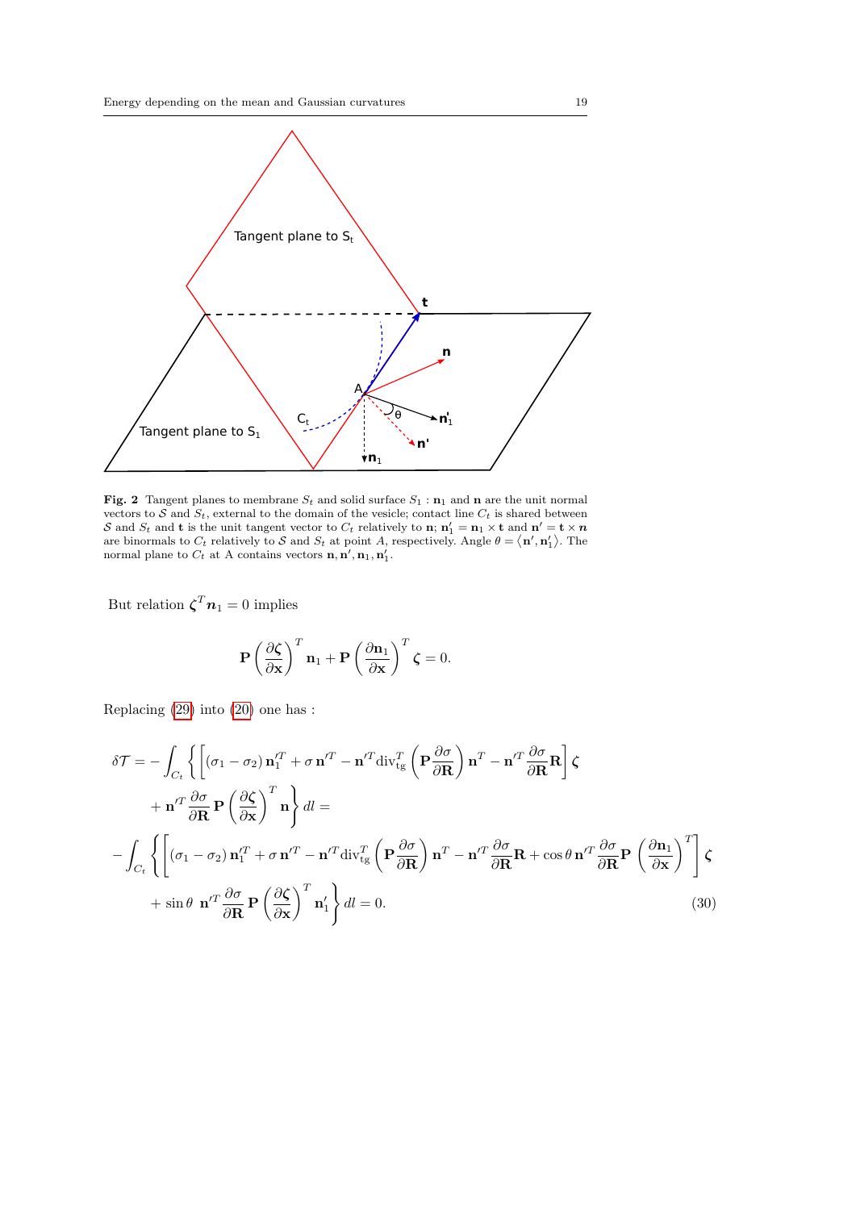**Fig. 2** Tangent planes to membrane $S_t$ and solid surface $S_1$ : $\mathbf{n}_1$ and $\mathbf{n}$ are the unit normal vectors to $\mathcal{S}$ and $S_t$, external to the domain of the vesicle; contact line $C_t$ is shared between $\mathcal{S}$ and $S_t$ and $\mathbf{t}$ is the unit tangent vector to $C_t$ relatively to $\mathbf{n}$; $\mathbf{n}_1' = \mathbf{n}_1 \times \mathbf{t}$ and $\mathbf{n}' = \mathbf{t} \times \boldsymbol{n}$ are binormals to $C_t$ relatively to $\mathcal{S}$ and $S_t$ at point $A$, respectively. Angle $\theta = \langle \mathbf{n}', \mathbf{n}_1' \rangle$. The normal plane to $C_t$ at A contains vectors $\mathbf{n}, \mathbf{n}', \mathbf{n}_1, \mathbf{n}_1'$.

But relation $\boldsymbol{\zeta}^T \boldsymbol{n}_1 = 0$ implies

$$\mathbf{P}\left(\frac{\partial \boldsymbol{\zeta}}{\partial \mathbf{x}}\right)^T \mathbf{n}_1 + \mathbf{P}\left(\frac{\partial \mathbf{n}_1}{\partial \mathbf{x}}\right)^T \boldsymbol{\zeta} = 0.$$

Replacing (29) into (20) one has :

$$\begin{aligned}
\delta \mathcal{T} = &- \int_{C_t} \left\{ \left[ (\sigma_1 - \sigma_2)\, \mathbf{n}_1'^T + \sigma\, \mathbf{n}'^T - \mathbf{n}'^T \mathrm{div}_{\mathrm{tg}}^T \left( \mathbf{P} \frac{\partial \sigma}{\partial \mathbf{R}} \right) \mathbf{n}^T - \mathbf{n}'^T \frac{\partial \sigma}{\partial \mathbf{R}} \mathbf{R} \right] \boldsymbol{\zeta} \right. \\
&\left. + \mathbf{n}'^T \frac{\partial \sigma}{\partial \mathbf{R}} \mathbf{P} \left( \frac{\partial \boldsymbol{\zeta}}{\partial \mathbf{x}} \right)^T \mathbf{n} \right\} dl = \\
- \int_{C_t} &\left\{ \left[ (\sigma_1 - \sigma_2)\, \mathbf{n}_1'^T + \sigma\, \mathbf{n}'^T - \mathbf{n}'^T \mathrm{div}_{\mathrm{tg}}^T \left( \mathbf{P} \frac{\partial \sigma}{\partial \mathbf{R}} \right) \mathbf{n}^T - \mathbf{n}'^T \frac{\partial \sigma}{\partial \mathbf{R}} \mathbf{R} + \cos\theta\, \mathbf{n}'^T \frac{\partial \sigma}{\partial \mathbf{R}} \mathbf{P} \left( \frac{\partial \mathbf{n}_1}{\partial \mathbf{x}} \right)^T \right] \boldsymbol{\zeta} \right. \\
&\left. + \sin\theta\;\, \mathbf{n}'^T \frac{\partial \sigma}{\partial \mathbf{R}} \mathbf{P} \left( \frac{\partial \boldsymbol{\zeta}}{\partial \mathbf{x}} \right)^T \mathbf{n}_1' \right\} dl = 0.
\end{aligned} \tag{30}$$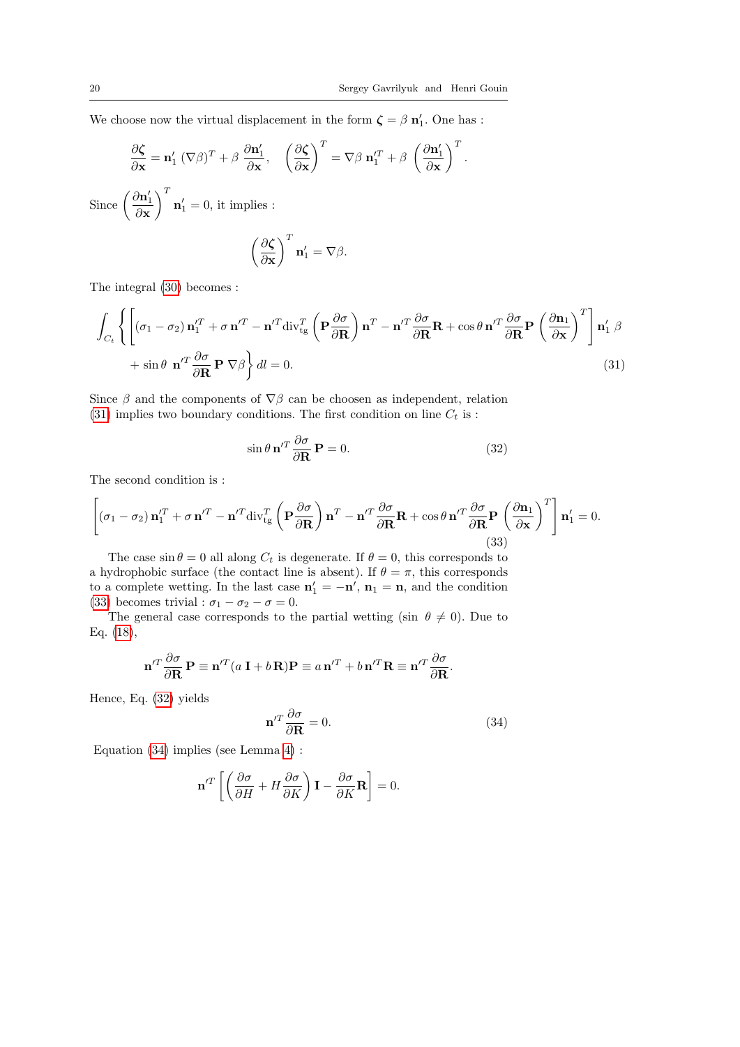We choose now the virtual displacement in the form $\boldsymbol{\zeta} = \beta\, \mathbf{n}_1'$. One has :

$$\frac{\partial \boldsymbol{\zeta}}{\partial \mathbf{x}} = \mathbf{n}_1' \, (\nabla\beta)^T + \beta\, \frac{\partial \mathbf{n}_1'}{\partial \mathbf{x}}, \quad \left(\frac{\partial \boldsymbol{\zeta}}{\partial \mathbf{x}}\right)^T = \nabla\beta\, \mathbf{n}_1'^T + \beta\, \left(\frac{\partial \mathbf{n}_1'}{\partial \mathbf{x}}\right)^T.$$

Since $\left(\dfrac{\partial \mathbf{n}_1'}{\partial \mathbf{x}}\right)^T \mathbf{n}_1' = 0$, it implies :

$$\left(\frac{\partial \boldsymbol{\zeta}}{\partial \mathbf{x}}\right)^T \mathbf{n}_1' = \nabla\beta.$$

The integral (30) becomes :

$$\int_{C_t} \left\{ \left[ (\sigma_1 - \sigma_2)\, \mathbf{n}_1'^T + \sigma\, \mathbf{n}'^T - \mathbf{n}'^T \mathrm{div}_{\mathrm{tg}}^T \left(\mathbf{P}\frac{\partial \sigma}{\partial \mathbf{R}}\right) \mathbf{n}^T - \mathbf{n}'^T \frac{\partial \sigma}{\partial \mathbf{R}}\mathbf{R} + \cos\theta\, \mathbf{n}'^T \frac{\partial \sigma}{\partial \mathbf{R}}\mathbf{P} \left(\frac{\partial \mathbf{n}_1}{\partial \mathbf{x}}\right)^T \right] \mathbf{n}_1'\, \beta \right.$$
$$\left. + \sin\theta\ \mathbf{n}'^T \frac{\partial \sigma}{\partial \mathbf{R}}\, \mathbf{P}\, \nabla\beta \right\} dl = 0. \tag{31}$$

Since $\beta$ and the components of $\nabla\beta$ can be choosen as independent, relation (31) implies two boundary conditions. The first condition on line $C_t$ is :

$$\sin\theta\, \mathbf{n}'^T \frac{\partial \sigma}{\partial \mathbf{R}}\, \mathbf{P} = 0. \tag{32}$$

The second condition is :

$$\left[ (\sigma_1 - \sigma_2)\, \mathbf{n}_1'^T + \sigma\, \mathbf{n}'^T - \mathbf{n}'^T \mathrm{div}_{\mathrm{tg}}^T \left(\mathbf{P}\frac{\partial \sigma}{\partial \mathbf{R}}\right) \mathbf{n}^T - \mathbf{n}'^T \frac{\partial \sigma}{\partial \mathbf{R}}\mathbf{R} + \cos\theta\, \mathbf{n}'^T \frac{\partial \sigma}{\partial \mathbf{R}}\mathbf{P} \left(\frac{\partial \mathbf{n}_1}{\partial \mathbf{x}}\right)^T \right] \mathbf{n}_1' = 0. \tag{33}$$

The case $\sin\theta = 0$ all along $C_t$ is degenerate. If $\theta = 0$, this corresponds to a hydrophobic surface (the contact line is absent). If $\theta = \pi$, this corresponds to a complete wetting. In the last case $\mathbf{n}_1' = -\mathbf{n}'$, $\mathbf{n}_1 = \mathbf{n}$, and the condition (33) becomes trivial : $\sigma_1 - \sigma_2 - \sigma = 0$.

The general case corresponds to the partial wetting ($\sin\ \theta \neq 0$). Due to Eq. (18),

$$\mathbf{n}'^T \frac{\partial \sigma}{\partial \mathbf{R}}\, \mathbf{P} \equiv \mathbf{n}'^T (a\, \mathbf{I} + b\, \mathbf{R})\mathbf{P} \equiv a\, \mathbf{n}'^T + b\, \mathbf{n}'^T \mathbf{R} \equiv \mathbf{n}'^T \frac{\partial \sigma}{\partial \mathbf{R}}.$$

Hence, Eq. (32) yields

$$\mathbf{n}'^T \frac{\partial \sigma}{\partial \mathbf{R}} = 0. \tag{34}$$

Equation (34) implies (see Lemma 4) :

$$\mathbf{n}'^T \left[ \left( \frac{\partial \sigma}{\partial H} + H \frac{\partial \sigma}{\partial K} \right) \mathbf{I} - \frac{\partial \sigma}{\partial K}\mathbf{R} \right] = 0.$$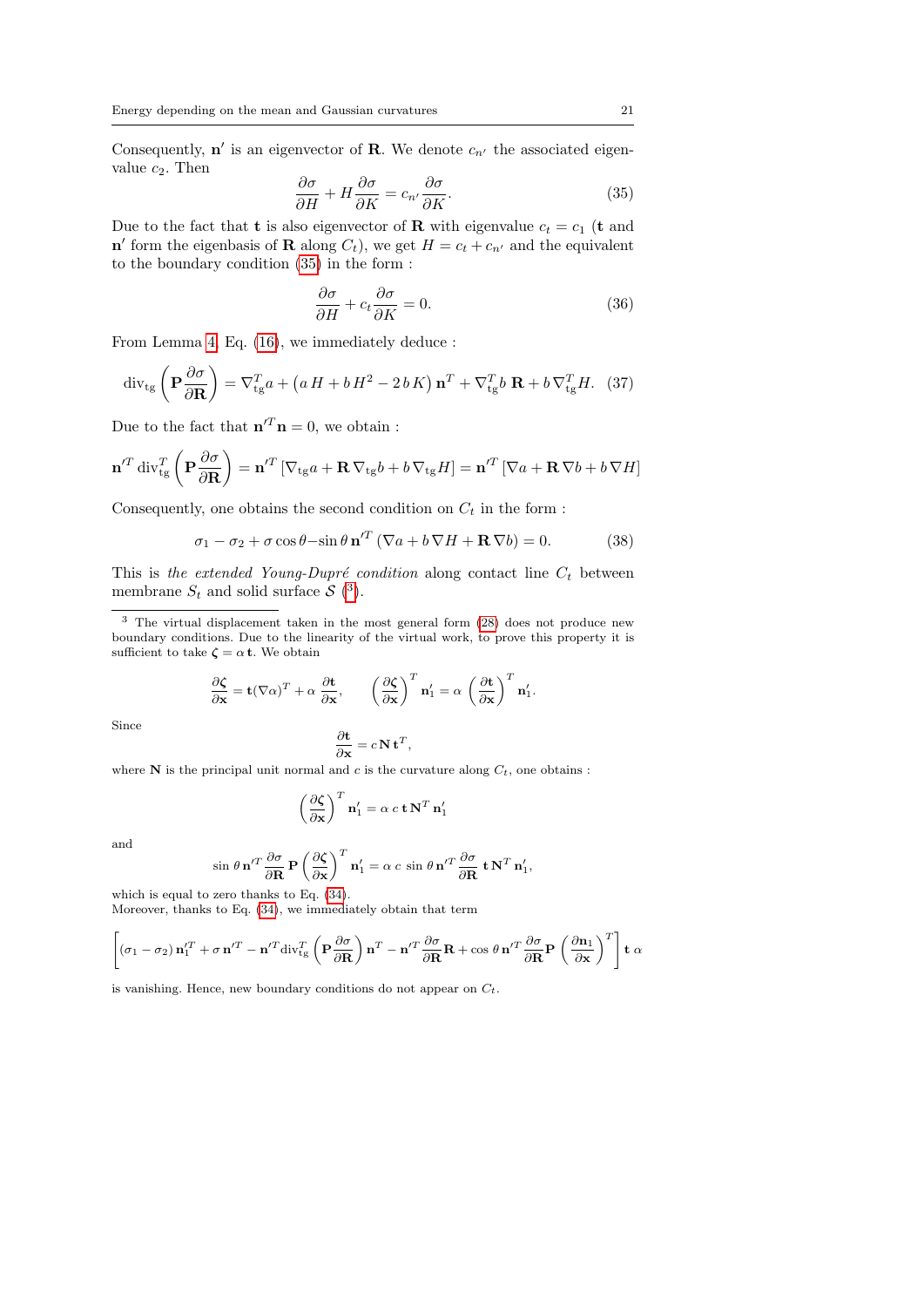Consequently, $\mathbf{n}'$ is an eigenvector of $\mathbf{R}$. We denote $c_{n'}$ the associated eigenvalue $c_2$. Then

$$\frac{\partial \sigma}{\partial H} + H \frac{\partial \sigma}{\partial K} = c_{n'} \frac{\partial \sigma}{\partial K}. \tag{35}$$

Due to the fact that $\mathbf{t}$ is also eigenvector of $\mathbf{R}$ with eigenvalue $c_t = c_1$ ($\mathbf{t}$ and $\mathbf{n}'$ form the eigenbasis of $\mathbf{R}$ along $C_t$), we get $H = c_t + c_{n'}$ and the equivalent to the boundary condition (35) in the form :

$$\frac{\partial \sigma}{\partial H} + c_t \frac{\partial \sigma}{\partial K} = 0. \tag{36}$$

From Lemma 4, Eq. (16), we immediately deduce :

$$\operatorname{div}_{\mathrm{tg}} \left( \mathbf{P} \frac{\partial \sigma}{\partial \mathbf{R}} \right) = \nabla_{\mathrm{tg}}^T a + \left( a\, H + b\, H^2 - 2\, b\, K \right) \mathbf{n}^T + \nabla_{\mathrm{tg}}^T b\ \mathbf{R} + b\, \nabla_{\mathrm{tg}}^T H. \tag{37}$$

Due to the fact that $\mathbf{n}'^T \mathbf{n} = 0$, we obtain :

$$\mathbf{n}'^T \operatorname{div}_{\mathrm{tg}}^T \left( \mathbf{P} \frac{\partial \sigma}{\partial \mathbf{R}} \right) = \mathbf{n}'^T \left[ \nabla_{\mathrm{tg}} a + \mathbf{R}\, \nabla_{\mathrm{tg}} b + b\, \nabla_{\mathrm{tg}} H \right] = \mathbf{n}'^T \left[ \nabla a + \mathbf{R}\, \nabla b + b\, \nabla H \right]$$

Consequently, one obtains the second condition on $C_t$ in the form :

$$\sigma_1 - \sigma_2 + \sigma \cos\theta - \sin\theta\, \mathbf{n}'^T \left( \nabla a + b\, \nabla H + \mathbf{R}\, \nabla b \right) = 0. \tag{38}$$

This is *the extended Young-Dupré condition* along contact line $C_t$ between membrane $S_t$ and solid surface $\mathcal{S}$ [3].

---

[3] The virtual displacement taken in the most general form (28) does not produce new boundary conditions. Due to the linearity of the virtual work, to prove this property it is sufficient to take $\boldsymbol{\zeta} = \alpha\, \mathbf{t}$. We obtain

$$\frac{\partial \boldsymbol{\zeta}}{\partial \mathbf{x}} = \mathbf{t} (\nabla \alpha)^T + \alpha\, \frac{\partial \mathbf{t}}{\partial \mathbf{x}}, \qquad \left( \frac{\partial \boldsymbol{\zeta}}{\partial \mathbf{x}} \right)^T \mathbf{n}_1' = \alpha \left( \frac{\partial \mathbf{t}}{\partial \mathbf{x}} \right)^T \mathbf{n}_1'.$$

Since

$$\frac{\partial \mathbf{t}}{\partial \mathbf{x}} = c\, \mathbf{N}\, \mathbf{t}^T,$$

where $\mathbf{N}$ is the principal unit normal and $c$ is the curvature along $C_t$, one obtains :

$$\left( \frac{\partial \boldsymbol{\zeta}}{\partial \mathbf{x}} \right)^T \mathbf{n}_1' = \alpha\, c\, \mathbf{t}\, \mathbf{N}^T \mathbf{n}_1'$$

and

$$\sin\theta\, \mathbf{n}'^T \frac{\partial \sigma}{\partial \mathbf{R}}\, \mathbf{P} \left( \frac{\partial \boldsymbol{\zeta}}{\partial \mathbf{x}} \right)^T \mathbf{n}_1' = \alpha\, c\, \sin\theta\, \mathbf{n}'^T \frac{\partial \sigma}{\partial \mathbf{R}}\, \mathbf{t}\, \mathbf{N}^T \mathbf{n}_1',$$

which is equal to zero thanks to Eq. (34).
Moreover, thanks to Eq. (34), we immediately obtain that term

$$\left[ (\sigma_1 - \sigma_2)\, \mathbf{n}_1'^T + \sigma\, \mathbf{n}'^T - \mathbf{n}'^T \operatorname{div}_{\mathrm{tg}}^T \left( \mathbf{P} \frac{\partial \sigma}{\partial \mathbf{R}} \right) \mathbf{n}^T - \mathbf{n}'^T \frac{\partial \sigma}{\partial \mathbf{R}} \mathbf{R} + \cos\theta\, \mathbf{n}'^T \frac{\partial \sigma}{\partial \mathbf{R}} \mathbf{P} \left( \frac{\partial \mathbf{n}_1}{\partial \mathbf{x}} \right)^T \right] \mathbf{t}\, \alpha$$

is vanishing. Hence, new boundary conditions do not appear on $C_t$.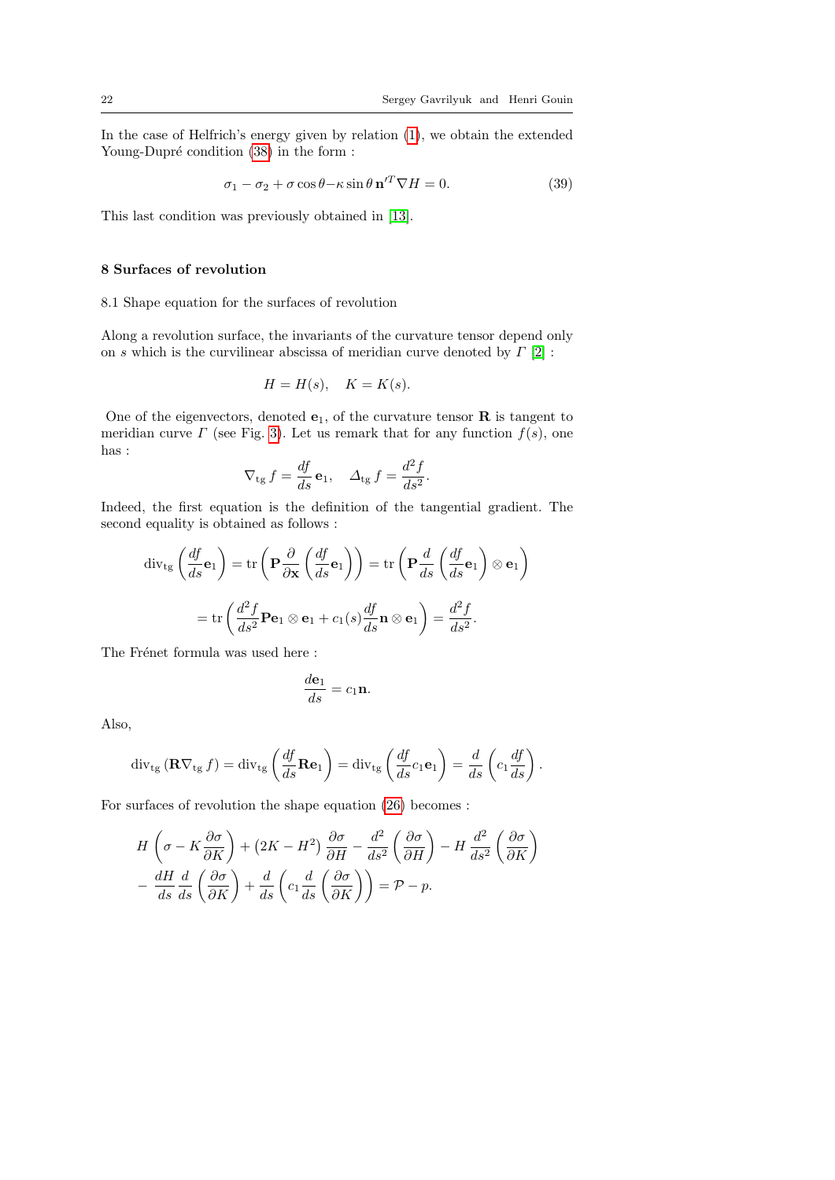In the case of Helfrich's energy given by relation (1), we obtain the extended Young-Dupré condition (38) in the form :

$$\sigma_1 - \sigma_2 + \sigma \cos\theta - \kappa \sin\theta \, \mathbf{n}'^T \nabla H = 0. \tag{39}$$

This last condition was previously obtained in [13].

## 8 Surfaces of revolution

### 8.1 Shape equation for the surfaces of revolution

Along a revolution surface, the invariants of the curvature tensor depend only on $s$ which is the curvilinear abscissa of meridian curve denoted by $\Gamma$ [2] :

$$H = H(s), \quad K = K(s).$$

One of the eigenvectors, denoted $\mathbf{e}_1$, of the curvature tensor $\mathbf{R}$ is tangent to meridian curve $\Gamma$ (see Fig. 3). Let us remark that for any function $f(s)$, one has :

$$\nabla_{\mathrm{tg}} f = \frac{df}{ds}\mathbf{e}_1, \quad \Delta_{\mathrm{tg}} f = \frac{d^2 f}{ds^2}.$$

Indeed, the first equation is the definition of the tangential gradient. The second equality is obtained as follows :

$$\mathrm{div}_{\mathrm{tg}}\left(\frac{df}{ds}\mathbf{e}_1\right) = \mathrm{tr}\left(\mathbf{P}\frac{\partial}{\partial \mathbf{x}}\left(\frac{df}{ds}\mathbf{e}_1\right)\right) = \mathrm{tr}\left(\mathbf{P}\frac{d}{ds}\left(\frac{df}{ds}\mathbf{e}_1\right)\otimes \mathbf{e}_1\right)$$

$$= \mathrm{tr}\left(\frac{d^2 f}{ds^2}\mathbf{P}\mathbf{e}_1 \otimes \mathbf{e}_1 + c_1(s)\frac{df}{ds}\mathbf{n}\otimes \mathbf{e}_1\right) = \frac{d^2 f}{ds^2}.$$

The Frénet formula was used here :

$$\frac{d\mathbf{e}_1}{ds} = c_1 \mathbf{n}.$$

Also,

$$\mathrm{div}_{\mathrm{tg}}\left(\mathbf{R}\nabla_{\mathrm{tg}} f\right) = \mathrm{div}_{\mathrm{tg}}\left(\frac{df}{ds}\mathbf{R}\mathbf{e}_1\right) = \mathrm{div}_{\mathrm{tg}}\left(\frac{df}{ds}c_1\mathbf{e}_1\right) = \frac{d}{ds}\left(c_1\frac{df}{ds}\right).$$

For surfaces of revolution the shape equation (26) becomes :

$$H\left(\sigma - K\frac{\partial \sigma}{\partial K}\right) + \left(2K - H^2\right)\frac{\partial \sigma}{\partial H} - \frac{d^2}{ds^2}\left(\frac{\partial \sigma}{\partial H}\right) - H\,\frac{d^2}{ds^2}\left(\frac{\partial \sigma}{\partial K}\right)$$
$$- \frac{dH}{ds}\frac{d}{ds}\left(\frac{\partial \sigma}{\partial K}\right) + \frac{d}{ds}\left(c_1\frac{d}{ds}\left(\frac{\partial \sigma}{\partial K}\right)\right) = \mathcal{P} - p.$$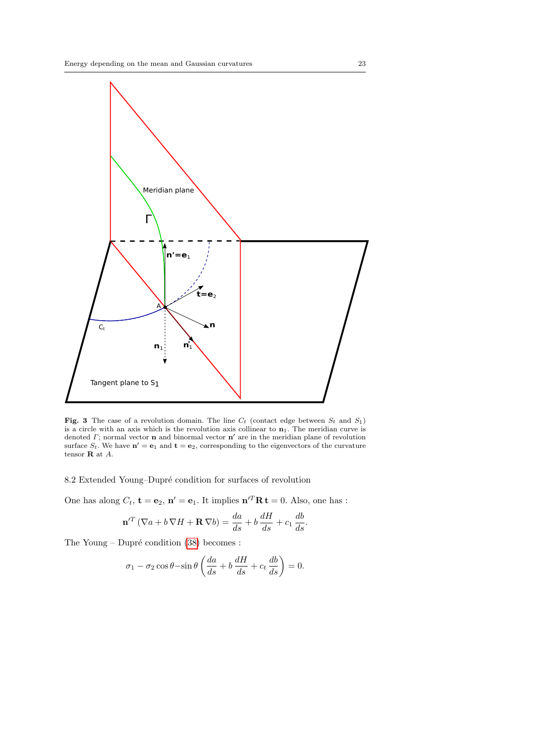**Fig. 3** The case of a revolution domain. The line $C_t$ (contact edge between $S_t$ and $S_1$) is a circle with an axis which is the revolution axis collinear to $\mathbf{n}_1$. The meridian curve is denoted $\Gamma$; normal vector $\mathbf{n}$ and binormal vector $\mathbf{n}'$ are in the meridian plane of revolution surface $S_t$. We have $\mathbf{n}' = \mathbf{e}_1$ and $\mathbf{t} = \mathbf{e}_2$, corresponding to the eigenvectors of the curvature tensor $\mathbf{R}$ at $A$.

### 8.2 Extended Young–Dupré condition for surfaces of revolution

One has along $C_t$, $\mathbf{t} = \mathbf{e}_2$, $\mathbf{n}' = \mathbf{e}_1$. It implies $\mathbf{n}'^T \mathbf{R}\, \mathbf{t} = 0$. Also, one has :

$$\mathbf{n}'^T \left(\nabla a + b \,\nabla H + \mathbf{R}\, \nabla b\right) = \frac{da}{ds} + b\,\frac{dH}{ds} + c_1\,\frac{db}{ds}.$$

The Young – Dupré condition (38) becomes :

$$\sigma_1 - \sigma_2 \cos\theta - \sin\theta \left(\frac{da}{ds} + b\,\frac{dH}{ds} + c_t\,\frac{db}{ds}\right) = 0.$$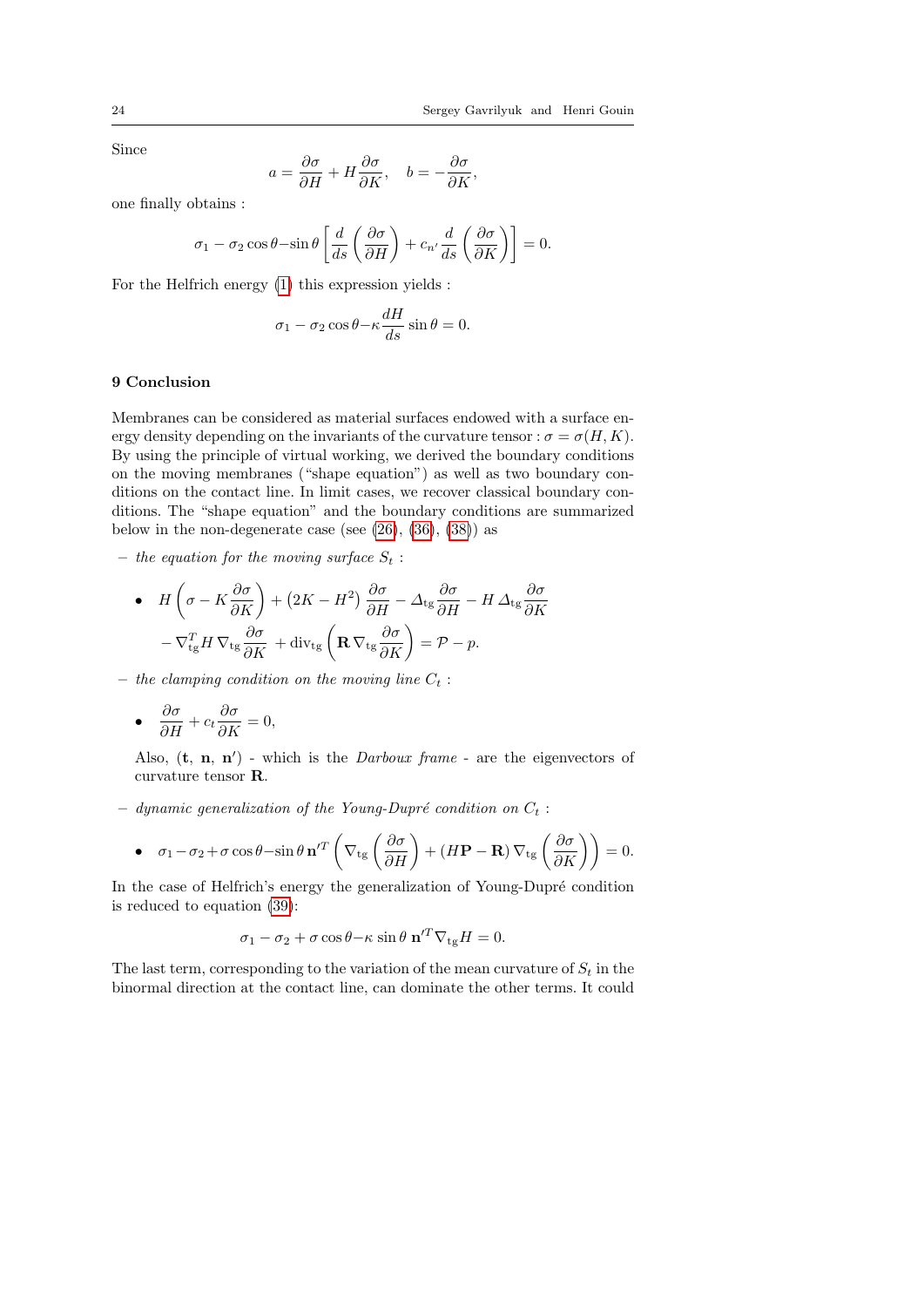Since

$$a = \frac{\partial \sigma}{\partial H} + H\frac{\partial \sigma}{\partial K}, \quad b = -\frac{\partial \sigma}{\partial K},$$

one finally obtains :

$$\sigma_1 - \sigma_2 \cos\theta - \sin\theta \left[\frac{d}{ds}\left(\frac{\partial \sigma}{\partial H}\right) + c_{n'}\frac{d}{ds}\left(\frac{\partial \sigma}{\partial K}\right)\right] = 0.$$

For the Helfrich energy (1) this expression yields :

$$\sigma_1 - \sigma_2 \cos\theta - \kappa\frac{dH}{ds}\sin\theta = 0.$$

## 9 Conclusion

Membranes can be considered as material surfaces endowed with a surface energy density depending on the invariants of the curvature tensor : $\sigma = \sigma(H, K)$. By using the principle of virtual working, we derived the boundary conditions on the moving membranes ("shape equation") as well as two boundary conditions on the contact line. In limit cases, we recover classical boundary conditions. The "shape equation" and the boundary conditions are summarized below in the non-degenerate case (see (26), (36), (38)) as

– *the equation for the moving surface $S_t$ :*

- $$H\left(\sigma - K\frac{\partial \sigma}{\partial K}\right) + \left(2K - H^2\right)\frac{\partial \sigma}{\partial H} - \Delta_{\rm tg}\frac{\partial \sigma}{\partial H} - H\,\Delta_{\rm tg}\frac{\partial \sigma}{\partial K}$$
$$-\nabla_{\rm tg}^T H\,\nabla_{\rm tg}\frac{\partial \sigma}{\partial K} + {\rm div}_{\rm tg}\left(\mathbf{R}\,\nabla_{\rm tg}\frac{\partial \sigma}{\partial K}\right) = \mathcal{P} - p.$$

– *the clamping condition on the moving line $C_t$ :*

- $$\frac{\partial \sigma}{\partial H} + c_t\frac{\partial \sigma}{\partial K} = 0,$$

  Also, $(\mathbf{t},\ \mathbf{n},\ \mathbf{n}')$ - which is the *Darboux frame* - are the eigenvectors of curvature tensor $\mathbf{R}$.

– *dynamic generalization of the Young-Dupré condition on $C_t$ :*

- $$\sigma_1 - \sigma_2 + \sigma\cos\theta - \sin\theta\,\mathbf{n}'^T\left(\nabla_{\rm tg}\left(\frac{\partial \sigma}{\partial H}\right) + (H\mathbf{P} - \mathbf{R})\,\nabla_{\rm tg}\left(\frac{\partial \sigma}{\partial K}\right)\right) = 0.$$

In the case of Helfrich's energy the generalization of Young-Dupré condition is reduced to equation (39):

$$\sigma_1 - \sigma_2 + \sigma\cos\theta - \kappa\sin\theta\ \mathbf{n}'^T\nabla_{\rm tg}H = 0.$$

The last term, corresponding to the variation of the mean curvature of $S_t$ in the binormal direction at the contact line, can dominate the other terms. It could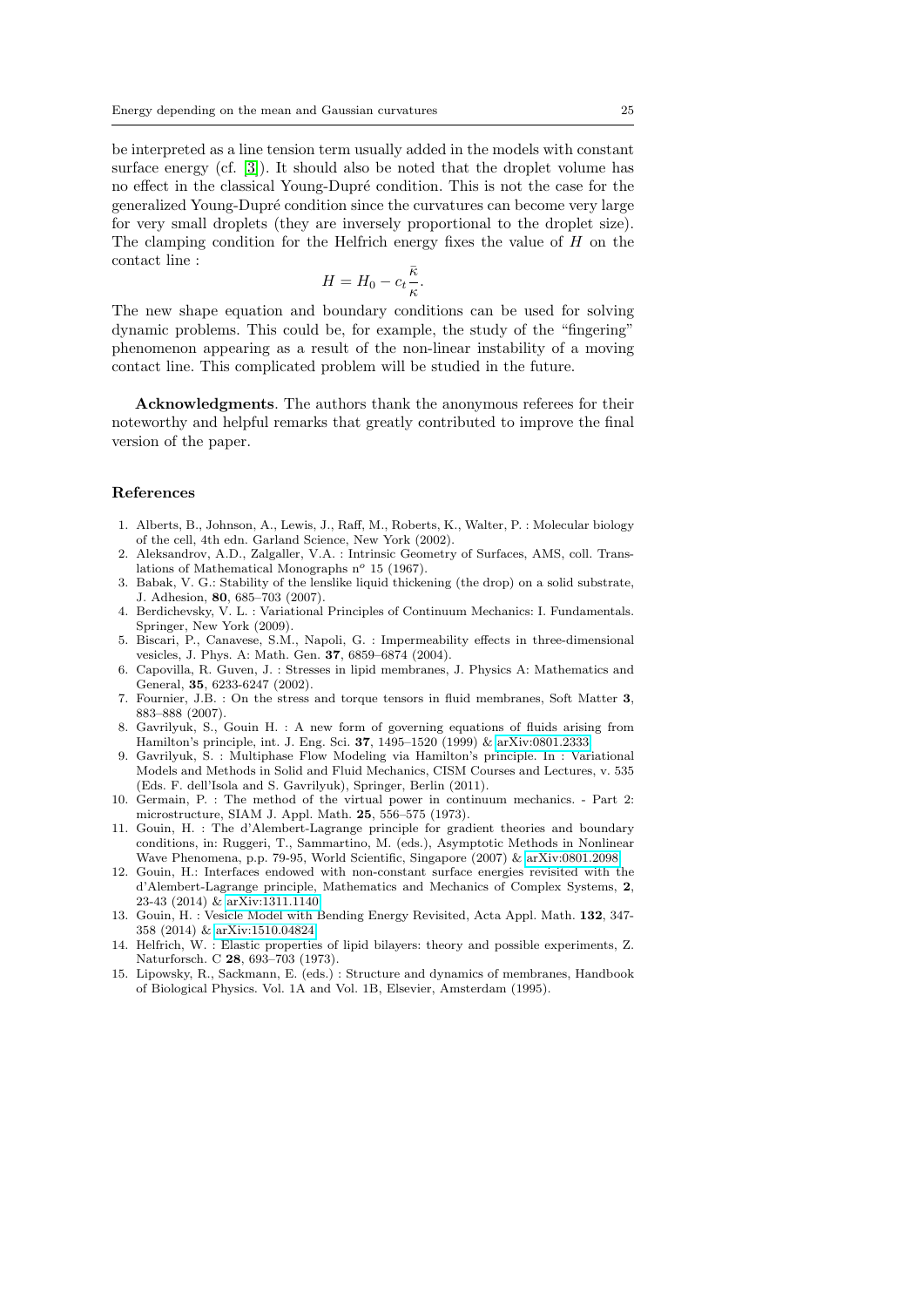be interpreted as a line tension term usually added in the models with constant surface energy (cf. [3]). It should also be noted that the droplet volume has no effect in the classical Young-Dupré condition. This is not the case for the generalized Young-Dupré condition since the curvatures can become very large for very small droplets (they are inversely proportional to the droplet size). The clamping condition for the Helfrich energy fixes the value of $H$ on the contact line :

$$H = H_0 - c_t \frac{\bar{\kappa}}{\kappa}.$$

The new shape equation and boundary conditions can be used for solving dynamic problems. This could be, for example, the study of the "fingering" phenomenon appearing as a result of the non-linear instability of a moving contact line. This complicated problem will be studied in the future.

**Acknowledgments**. The authors thank the anonymous referees for their noteworthy and helpful remarks that greatly contributed to improve the final version of the paper.

## References

1. Alberts, B., Johnson, A., Lewis, J., Raff, M., Roberts, K., Walter, P. : Molecular biology of the cell, 4th edn. Garland Science, New York (2002).
2. Aleksandrov, A.D., Zalgaller, V.A. : Intrinsic Geometry of Surfaces, AMS, coll. Translations of Mathematical Monographs n$^o$ 15 (1967).
3. Babak, V. G.: Stability of the lenslike liquid thickening (the drop) on a solid substrate, J. Adhesion, **80**, 685–703 (2007).
4. Berdichevsky, V. L. : Variational Principles of Continuum Mechanics: I. Fundamentals. Springer, New York (2009).
5. Biscari, P., Canavese, S.M., Napoli, G. : Impermeability effects in three-dimensional vesicles, J. Phys. A: Math. Gen. **37**, 6859–6874 (2004).
6. Capovilla, R. Guven, J. : Stresses in lipid membranes, J. Physics A: Mathematics and General, **35**, 6233-6247 (2002).
7. Fournier, J.B. : On the stress and torque tensors in fluid membranes, Soft Matter **3**, 883–888 (2007).
8. Gavrilyuk, S., Gouin H. : A new form of governing equations of fluids arising from Hamilton's principle, int. J. Eng. Sci. **37**, 1495–1520 (1999) & arXiv:0801.2333.
9. Gavrilyuk, S. : Multiphase Flow Modeling via Hamilton's principle. In : Variational Models and Methods in Solid and Fluid Mechanics, CISM Courses and Lectures, v. 535 (Eds. F. dell'Isola and S. Gavrilyuk), Springer, Berlin (2011).
10. Germain, P. : The method of the virtual power in continuum mechanics. - Part 2: microstructure, SIAM J. Appl. Math. **25**, 556–575 (1973).
11. Gouin, H. : The d'Alembert-Lagrange principle for gradient theories and boundary conditions, in: Ruggeri, T., Sammartino, M. (eds.), Asymptotic Methods in Nonlinear Wave Phenomena, p.p. 79-95, World Scientific, Singapore (2007) & arXiv:0801.2098.
12. Gouin, H.: Interfaces endowed with non-constant surface energies revisited with the d'Alembert-Lagrange principle, Mathematics and Mechanics of Complex Systems, **2**, 23-43 (2014) & arXiv:1311.1140.
13. Gouin, H. : Vesicle Model with Bending Energy Revisited, Acta Appl. Math. **132**, 347-358 (2014) & arXiv:1510.04824.
14. Helfrich, W. : Elastic properties of lipid bilayers: theory and possible experiments, Z. Naturforsch. C **28**, 693–703 (1973).
15. Lipowsky, R., Sackmann, E. (eds.) : Structure and dynamics of membranes, Handbook of Biological Physics. Vol. 1A and Vol. 1B, Elsevier, Amsterdam (1995).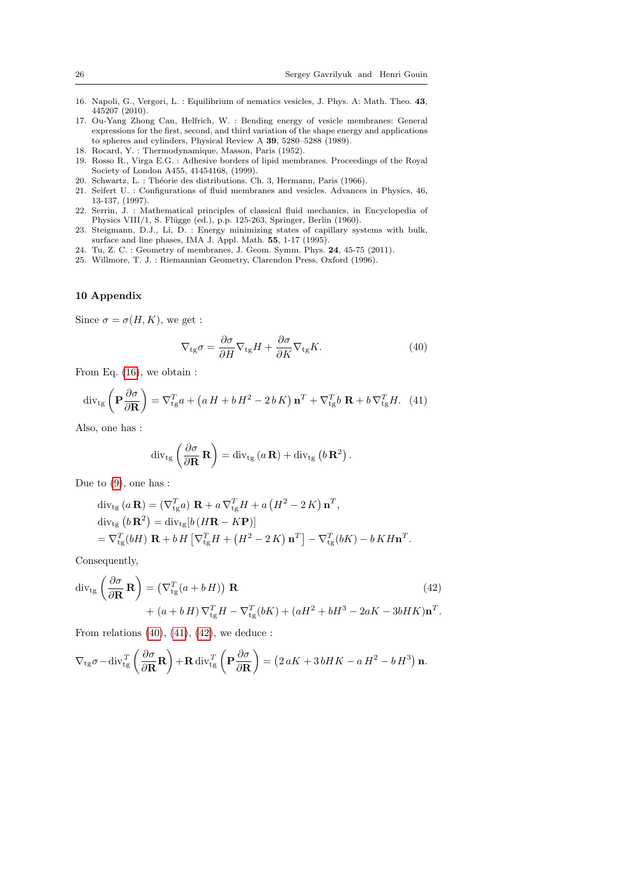16. Napoli, G., Vergori, L. : Equilibrium of nematics vesicles, J. Phys. A: Math. Theo. **43**, 445207 (2010).
17. Ou-Yang Zhong Can, Helfrich, W. : Bending energy of vesicle membranes: General expressions for the first, second, and third variation of the shape energy and applications to spheres and cylinders, Physical Review A **39**, 5280–5288 (1989).
18. Rocard, Y. : Thermodynamique, Masson, Paris (1952).
19. Rosso R., Virga E.G. : Adhesive borders of lipid membranes. Proceedings of the Royal Society of London A455, 41454168, (1999).
20. Schwartz, L. : Théorie des distributions. Ch. 3, Hermann, Paris (1966).
21. Seifert U. : Configurations of fluid membranes and vesicles. Advances in Physics, 46, 13-137, (1997).
22. Serrin, J. : Mathematical principles of classical fluid mechanics, in Encyclopedia of Physics VIII/1, S. Flügge (ed.), p.p. 125-263, Springer, Berlin (1960).
23. Steigmann, D.J., Li, D. : Energy minimizing states of capillary systems with bulk, surface and line phases, IMA J. Appl. Math. **55**, 1-17 (1995).
24. Tu, Z. C. : Geometry of membranes, J. Geom. Symm. Phys. **24**, 45-75 (2011).
25. Willmore, T. J. : Riemannian Geometry, Clarendon Press, Oxford (1996).

## 10 Appendix

Since $\sigma = \sigma(H, K)$, we get :

$$\nabla_{\rm tg}\sigma = \frac{\partial \sigma}{\partial H}\nabla_{\rm tg}H + \frac{\partial \sigma}{\partial K}\nabla_{\rm tg}K. \tag{40}$$

From Eq. (16), we obtain :

$$\operatorname{div}_{\rm tg}\left(\mathbf{P}\frac{\partial \sigma}{\partial \mathbf{R}}\right) = \nabla^T_{\rm tg}a + \left(a\,H + b\,H^2 - 2\,b\,K\right)\mathbf{n}^T + \nabla^T_{\rm tg}b\;\mathbf{R} + b\,\nabla^T_{\rm tg}H. \tag{41}$$

Also, one has :

$$\operatorname{div}_{\rm tg}\left(\frac{\partial \sigma}{\partial \mathbf{R}}\,\mathbf{R}\right) = \operatorname{div}_{\rm tg}\left(a\,\mathbf{R}\right) + \operatorname{div}_{\rm tg}\left(b\,\mathbf{R}^2\right).$$

Due to (9), one has :

$$\begin{aligned}
&\operatorname{div}_{\rm tg}\left(a\,\mathbf{R}\right) = (\nabla^T_{\rm tg}a)\;\mathbf{R} + a\,\nabla^T_{\rm tg}H + a\left(H^2 - 2\,K\right)\mathbf{n}^T,\\
&\operatorname{div}_{\rm tg}\left(b\,\mathbf{R}^2\right) = \operatorname{div}_{\rm tg}[b\,(H\mathbf{R} - K\mathbf{P})]\\
&= \nabla^T_{\rm tg}(bH)\;\mathbf{R} + b\,H\left[\nabla^T_{\rm tg}H + \left(H^2 - 2\,K\right)\mathbf{n}^T\right] - \nabla^T_{\rm tg}(bK) - b\,KH\mathbf{n}^T.
\end{aligned}$$

Consequently,

$$\begin{aligned}
\operatorname{div}_{\rm tg}\left(\frac{\partial \sigma}{\partial \mathbf{R}}\,\mathbf{R}\right) &= \left(\nabla^T_{\rm tg}(a + b\,H)\right)\,\mathbf{R} \\
&\quad + (a + b\,H)\,\nabla^T_{\rm tg}H - \nabla^T_{\rm tg}(bK) + (aH^2 + bH^3 - 2aK - 3bHK)\mathbf{n}^T.
\end{aligned} \tag{42}$$

From relations (40), (41), (42), we deduce :

$$\nabla_{\rm tg}\sigma - \operatorname{div}^T_{\rm tg}\left(\frac{\partial \sigma}{\partial \mathbf{R}}\mathbf{R}\right) + \mathbf{R}\,\operatorname{div}^T_{\rm tg}\left(\mathbf{P}\frac{\partial \sigma}{\partial \mathbf{R}}\right) = \left(2\,aK + 3\,bHK - a\,H^2 - b\,H^3\right)\mathbf{n}.$$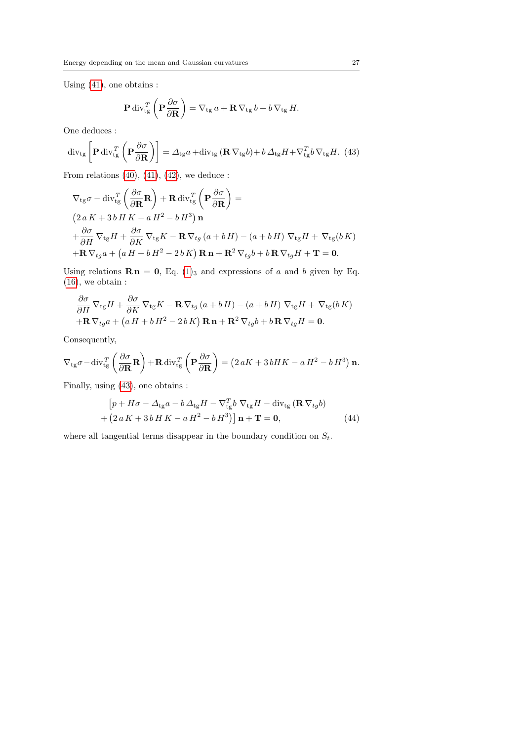Using (41), one obtains :

$$\mathbf{P}\,\mathrm{div}_{\mathrm{tg}}^{T}\left(\mathbf{P}\frac{\partial\sigma}{\partial\mathbf{R}}\right)=\nabla_{\mathrm{tg}}\,a+\mathbf{R}\,\nabla_{\mathrm{tg}}\,b+b\,\nabla_{\mathrm{tg}}\,H.$$

One deduces :

$$\mathrm{div}_{\mathrm{tg}}\left[\mathbf{P}\,\mathrm{div}_{\mathrm{tg}}^{T}\left(\mathbf{P}\frac{\partial\sigma}{\partial\mathbf{R}}\right)\right]=\varDelta_{\mathrm{tg}}a+\mathrm{div}_{\mathrm{tg}}\left(\mathbf{R}\,\nabla_{\mathrm{tg}}b\right)+b\,\varDelta_{\mathrm{tg}}H+\nabla_{\mathrm{tg}}^{T}b\,\nabla_{\mathrm{tg}}H. \quad (43)$$

From relations (40), (41), (42), we deduce :

$$\begin{aligned}
&\nabla_{\mathrm{tg}}\sigma-\mathrm{div}_{\mathrm{tg}}^{T}\left(\frac{\partial\sigma}{\partial\mathbf{R}}\mathbf{R}\right)+\mathbf{R}\,\mathrm{div}_{\mathrm{tg}}^{T}\left(\mathbf{P}\frac{\partial\sigma}{\partial\mathbf{R}}\right)=\\
&\left(2\,a\,K+3\,b\,H\,K-a\,H^{2}-b\,H^{3}\right)\mathbf{n}\\
&+\frac{\partial\sigma}{\partial H}\,\nabla_{\mathrm{tg}}H+\frac{\partial\sigma}{\partial K}\,\nabla_{\mathrm{tg}}K-\mathbf{R}\,\nabla_{tg}\left(a+b\,H\right)-\left(a+b\,H\right)\,\nabla_{\mathrm{tg}}H+\,\nabla_{\mathrm{tg}}(b\,K)\\
&+\mathbf{R}\,\nabla_{tg}a+\left(a\,H+b\,H^{2}-2\,b\,K\right)\mathbf{R}\,\mathbf{n}+\mathbf{R}^{2}\,\nabla_{tg}b+b\,\mathbf{R}\,\nabla_{tg}H+\mathbf{T}=\mathbf{0}.
\end{aligned}$$

Using relations $\mathbf{R}\,\mathbf{n}=\mathbf{0}$, Eq. $(1)_3$ and expressions of $a$ and $b$ given by Eq. (16), we obtain :

$$\begin{aligned}
&\frac{\partial\sigma}{\partial H}\,\nabla_{\mathrm{tg}}H+\frac{\partial\sigma}{\partial K}\,\nabla_{\mathrm{tg}}K-\mathbf{R}\,\nabla_{tg}\left(a+b\,H\right)-\left(a+b\,H\right)\,\nabla_{\mathrm{tg}}H+\,\nabla_{\mathrm{tg}}(b\,K)\\
&+\mathbf{R}\,\nabla_{tg}a+\left(a\,H+b\,H^{2}-2\,b\,K\right)\mathbf{R}\,\mathbf{n}+\mathbf{R}^{2}\,\nabla_{tg}b+b\,\mathbf{R}\,\nabla_{tg}H=\mathbf{0}.
\end{aligned}$$

Consequently,

$$\nabla_{\mathrm{tg}}\sigma-\mathrm{div}_{\mathrm{tg}}^{T}\left(\frac{\partial\sigma}{\partial\mathbf{R}}\mathbf{R}\right)+\mathbf{R}\,\mathrm{div}_{\mathrm{tg}}^{T}\left(\mathbf{P}\frac{\partial\sigma}{\partial\mathbf{R}}\right)=\left(2\,aK+3\,bHK-a\,H^{2}-b\,H^{3}\right)\mathbf{n}.$$

Finally, using (43), one obtains :

$$\begin{aligned}
&\left[p+H\sigma-\varDelta_{\mathrm{tg}}a-b\,\varDelta_{\mathrm{tg}}H-\nabla_{\mathrm{tg}}^{T}b\,\nabla_{\mathrm{tg}}H-\mathrm{div}_{\mathrm{tg}}\left(\mathbf{R}\,\nabla_{tg}b\right)\right.\\
&\left.+\left(2\,a\,K+3\,b\,H\,K-a\,H^{2}-b\,H^{3}\right)\right]\mathbf{n}+\mathbf{T}=\mathbf{0}, \qquad (44)
\end{aligned}$$

where all tangential terms disappear in the boundary condition on $S_t$.